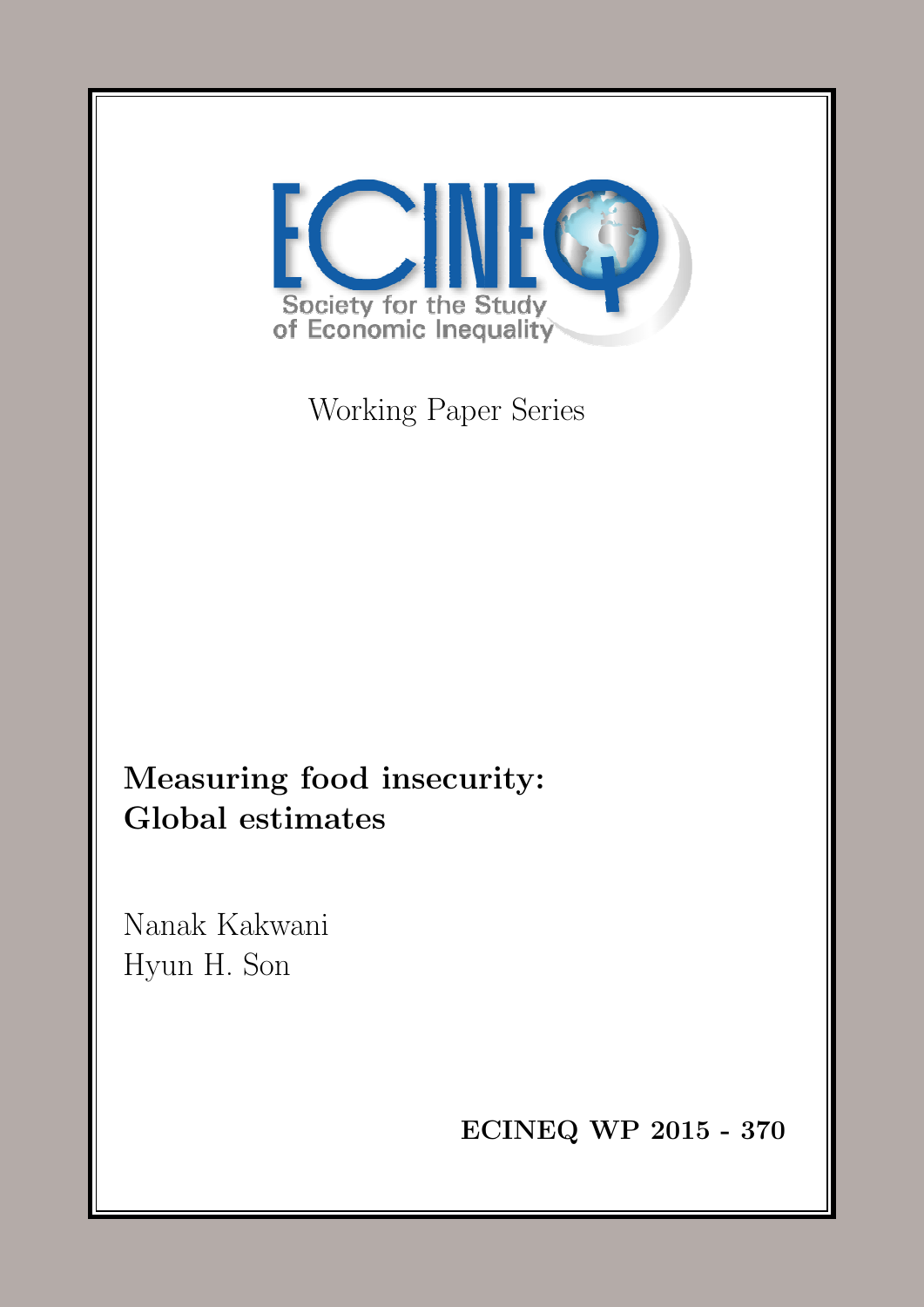ECINEQ

Society for the Study of Economic Inequality

Working Paper Series

# Measuring food insecurity: Global estimates

Nanak Kakwani

Hyun H. Son

**ECINEQ WP 2015 - 370**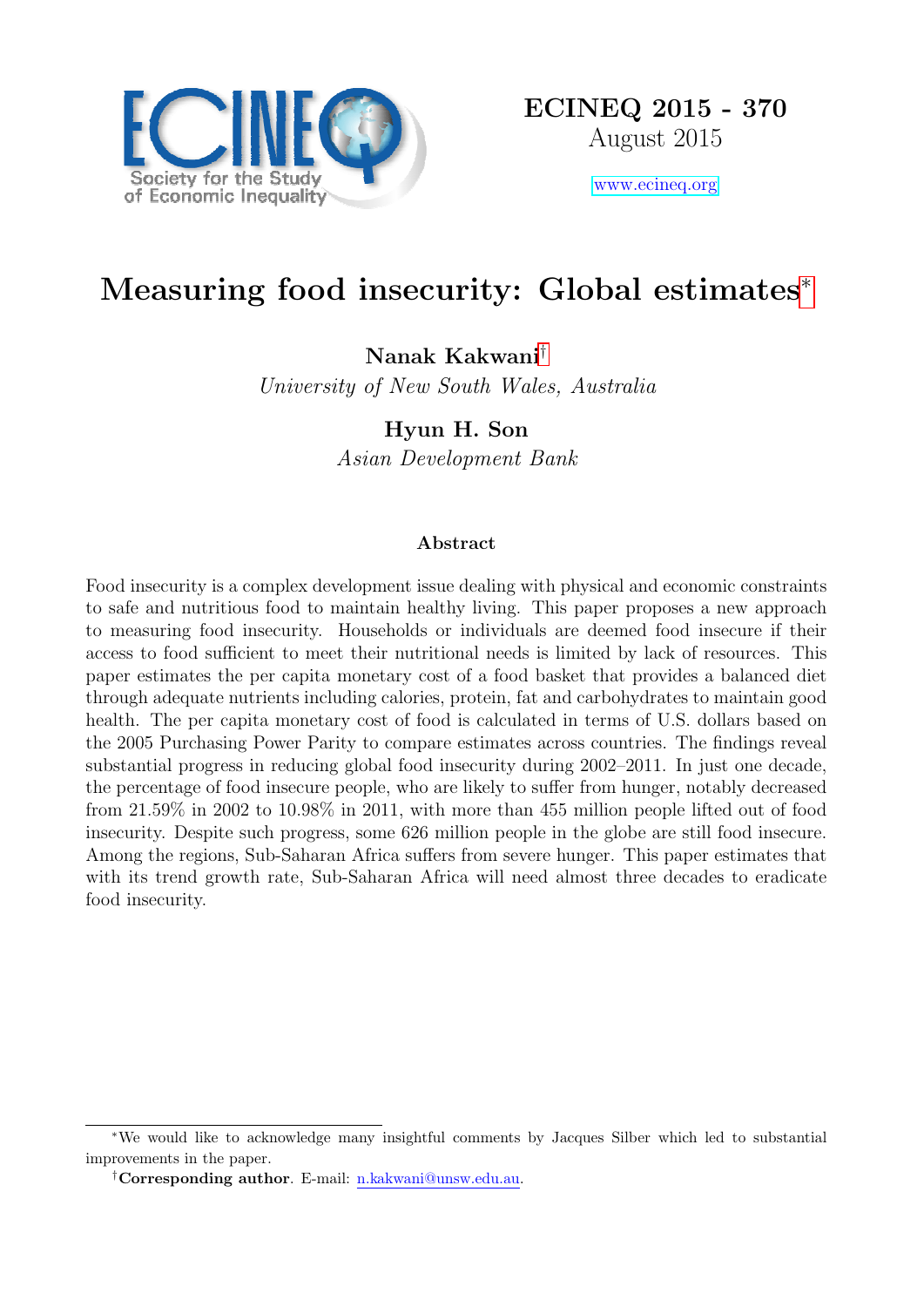ECINEQ 2015 - 370
August 2015

www.ecineq.org

# Measuring food insecurity: Global estimates*

**Nanak Kakwani**†
*University of New South Wales, Australia*

**Hyun H. Son**
*Asian Development Bank*

### Abstract

Food insecurity is a complex development issue dealing with physical and economic constraints to safe and nutritious food to maintain healthy living. This paper proposes a new approach to measuring food insecurity. Households or individuals are deemed food insecure if their access to food sufficient to meet their nutritional needs is limited by lack of resources. This paper estimates the per capita monetary cost of a food basket that provides a balanced diet through adequate nutrients including calories, protein, fat and carbohydrates to maintain good health. The per capita monetary cost of food is calculated in terms of U.S. dollars based on the 2005 Purchasing Power Parity to compare estimates across countries. The findings reveal substantial progress in reducing global food insecurity during 2002–2011. In just one decade, the percentage of food insecure people, who are likely to suffer from hunger, notably decreased from 21.59% in 2002 to 10.98% in 2011, with more than 455 million people lifted out of food insecurity. Despite such progress, some 626 million people in the globe are still food insecure. Among the regions, Sub-Saharan Africa suffers from severe hunger. This paper estimates that with its trend growth rate, Sub-Saharan Africa will need almost three decades to eradicate food insecurity.

---

*We would like to acknowledge many insightful comments by Jacques Silber which led to substantial improvements in the paper.

†**Corresponding author**. E-mail: n.kakwani@unsw.edu.au.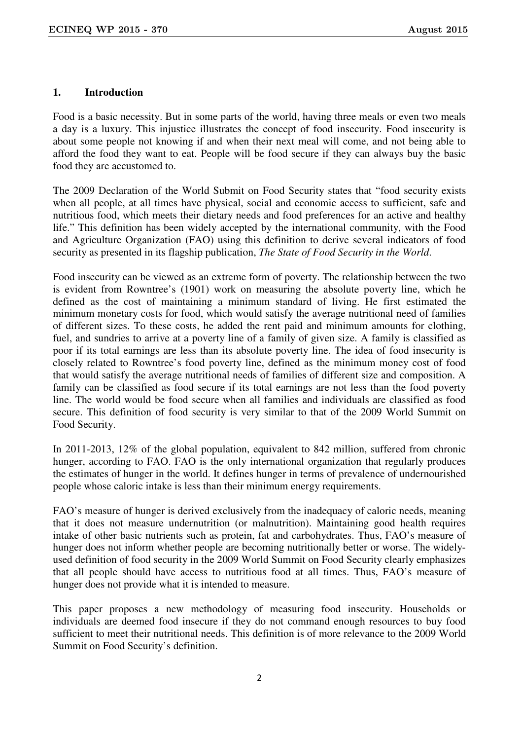## 1. Introduction

Food is a basic necessity. But in some parts of the world, having three meals or even two meals a day is a luxury. This injustice illustrates the concept of food insecurity. Food insecurity is about some people not knowing if and when their next meal will come, and not being able to afford the food they want to eat. People will be food secure if they can always buy the basic food they are accustomed to.

The 2009 Declaration of the World Submit on Food Security states that "food security exists when all people, at all times have physical, social and economic access to sufficient, safe and nutritious food, which meets their dietary needs and food preferences for an active and healthy life." This definition has been widely accepted by the international community, with the Food and Agriculture Organization (FAO) using this definition to derive several indicators of food security as presented in its flagship publication, *The State of Food Security in the World*.

Food insecurity can be viewed as an extreme form of poverty. The relationship between the two is evident from Rowntree's (1901) work on measuring the absolute poverty line, which he defined as the cost of maintaining a minimum standard of living. He first estimated the minimum monetary costs for food, which would satisfy the average nutritional need of families of different sizes. To these costs, he added the rent paid and minimum amounts for clothing, fuel, and sundries to arrive at a poverty line of a family of given size. A family is classified as poor if its total earnings are less than its absolute poverty line. The idea of food insecurity is closely related to Rowntree's food poverty line, defined as the minimum money cost of food that would satisfy the average nutritional needs of families of different size and composition. A family can be classified as food secure if its total earnings are not less than the food poverty line. The world would be food secure when all families and individuals are classified as food secure. This definition of food security is very similar to that of the 2009 World Summit on Food Security.

In 2011-2013, 12% of the global population, equivalent to 842 million, suffered from chronic hunger, according to FAO. FAO is the only international organization that regularly produces the estimates of hunger in the world. It defines hunger in terms of prevalence of undernourished people whose caloric intake is less than their minimum energy requirements.

FAO's measure of hunger is derived exclusively from the inadequacy of caloric needs, meaning that it does not measure undernutrition (or malnutrition). Maintaining good health requires intake of other basic nutrients such as protein, fat and carbohydrates. Thus, FAO's measure of hunger does not inform whether people are becoming nutritionally better or worse. The widely-used definition of food security in the 2009 World Summit on Food Security clearly emphasizes that all people should have access to nutritious food at all times. Thus, FAO's measure of hunger does not provide what it is intended to measure.

This paper proposes a new methodology of measuring food insecurity. Households or individuals are deemed food insecure if they do not command enough resources to buy food sufficient to meet their nutritional needs. This definition is of more relevance to the 2009 World Summit on Food Security's definition.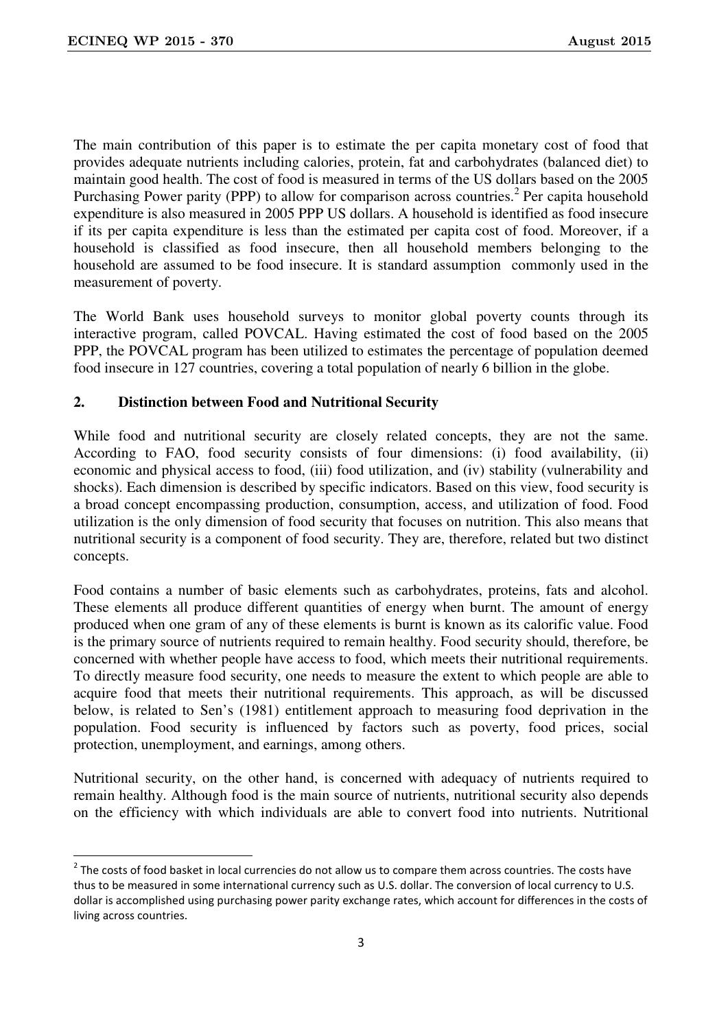The main contribution of this paper is to estimate the per capita monetary cost of food that provides adequate nutrients including calories, protein, fat and carbohydrates (balanced diet) to maintain good health. The cost of food is measured in terms of the US dollars based on the 2005 Purchasing Power parity (PPP) to allow for comparison across countries.[2] Per capita household expenditure is also measured in 2005 PPP US dollars. A household is identified as food insecure if its per capita expenditure is less than the estimated per capita cost of food. Moreover, if a household is classified as food insecure, then all household members belonging to the household are assumed to be food insecure. It is standard assumption commonly used in the measurement of poverty.

The World Bank uses household surveys to monitor global poverty counts through its interactive program, called POVCAL. Having estimated the cost of food based on the 2005 PPP, the POVCAL program has been utilized to estimates the percentage of population deemed food insecure in 127 countries, covering a total population of nearly 6 billion in the globe.

## 2. Distinction between Food and Nutritional Security

While food and nutritional security are closely related concepts, they are not the same. According to FAO, food security consists of four dimensions: (i) food availability, (ii) economic and physical access to food, (iii) food utilization, and (iv) stability (vulnerability and shocks). Each dimension is described by specific indicators. Based on this view, food security is a broad concept encompassing production, consumption, access, and utilization of food. Food utilization is the only dimension of food security that focuses on nutrition. This also means that nutritional security is a component of food security. They are, therefore, related but two distinct concepts.

Food contains a number of basic elements such as carbohydrates, proteins, fats and alcohol. These elements all produce different quantities of energy when burnt. The amount of energy produced when one gram of any of these elements is burnt is known as its calorific value. Food is the primary source of nutrients required to remain healthy. Food security should, therefore, be concerned with whether people have access to food, which meets their nutritional requirements. To directly measure food security, one needs to measure the extent to which people are able to acquire food that meets their nutritional requirements. This approach, as will be discussed below, is related to Sen's (1981) entitlement approach to measuring food deprivation in the population. Food security is influenced by factors such as poverty, food prices, social protection, unemployment, and earnings, among others.

Nutritional security, on the other hand, is concerned with adequacy of nutrients required to remain healthy. Although food is the main source of nutrients, nutritional security also depends on the efficiency with which individuals are able to convert food into nutrients. Nutritional

[2] The costs of food basket in local currencies do not allow us to compare them across countries. The costs have thus to be measured in some international currency such as U.S. dollar. The conversion of local currency to U.S. dollar is accomplished using purchasing power parity exchange rates, which account for differences in the costs of living across countries.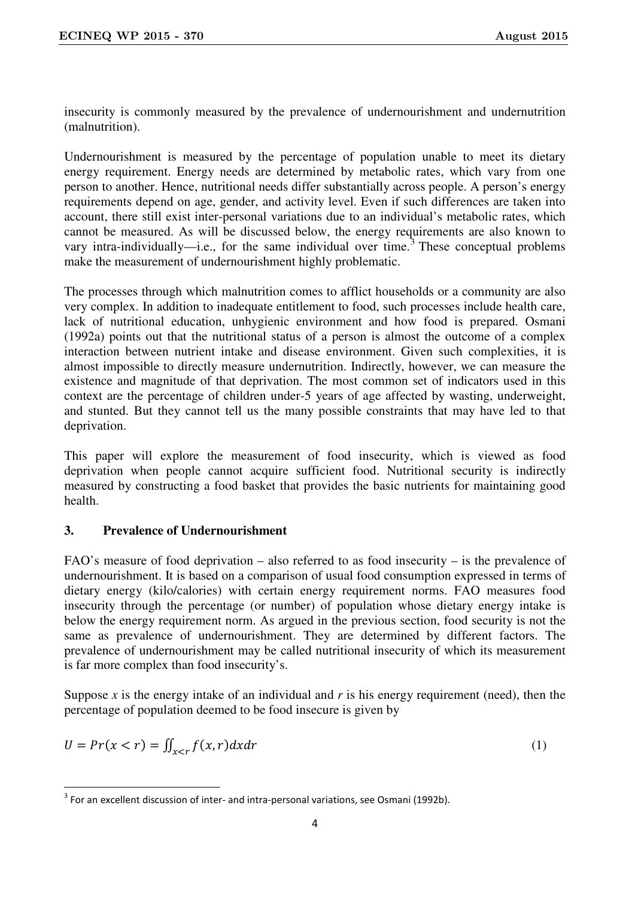insecurity is commonly measured by the prevalence of undernourishment and undernutrition (malnutrition).

Undernourishment is measured by the percentage of population unable to meet its dietary energy requirement. Energy needs are determined by metabolic rates, which vary from one person to another. Hence, nutritional needs differ substantially across people. A person's energy requirements depend on age, gender, and activity level. Even if such differences are taken into account, there still exist inter-personal variations due to an individual's metabolic rates, which cannot be measured. As will be discussed below, the energy requirements are also known to vary intra-individually—i.e., for the same individual over time.[3] These conceptual problems make the measurement of undernourishment highly problematic.

The processes through which malnutrition comes to afflict households or a community are also very complex. In addition to inadequate entitlement to food, such processes include health care, lack of nutritional education, unhygienic environment and how food is prepared. Osmani (1992a) points out that the nutritional status of a person is almost the outcome of a complex interaction between nutrient intake and disease environment. Given such complexities, it is almost impossible to directly measure undernutrition. Indirectly, however, we can measure the existence and magnitude of that deprivation. The most common set of indicators used in this context are the percentage of children under-5 years of age affected by wasting, underweight, and stunted. But they cannot tell us the many possible constraints that may have led to that deprivation.

This paper will explore the measurement of food insecurity, which is viewed as food deprivation when people cannot acquire sufficient food. Nutritional security is indirectly measured by constructing a food basket that provides the basic nutrients for maintaining good health.

## 3. Prevalence of Undernourishment

FAO's measure of food deprivation – also referred to as food insecurity – is the prevalence of undernourishment. It is based on a comparison of usual food consumption expressed in terms of dietary energy (kilo/calories) with certain energy requirement norms. FAO measures food insecurity through the percentage (or number) of population whose dietary energy intake is below the energy requirement norm. As argued in the previous section, food security is not the same as prevalence of undernourishment. They are determined by different factors. The prevalence of undernourishment may be called nutritional insecurity of which its measurement is far more complex than food insecurity's.

Suppose $x$ is the energy intake of an individual and $r$ is his energy requirement (need), then the percentage of population deemed to be food insecure is given by

$$U = Pr(x < r) = \iint_{x<r} f(x, r)dxdr \qquad (1)$$

[3] For an excellent discussion of inter- and intra-personal variations, see Osmani (1992b).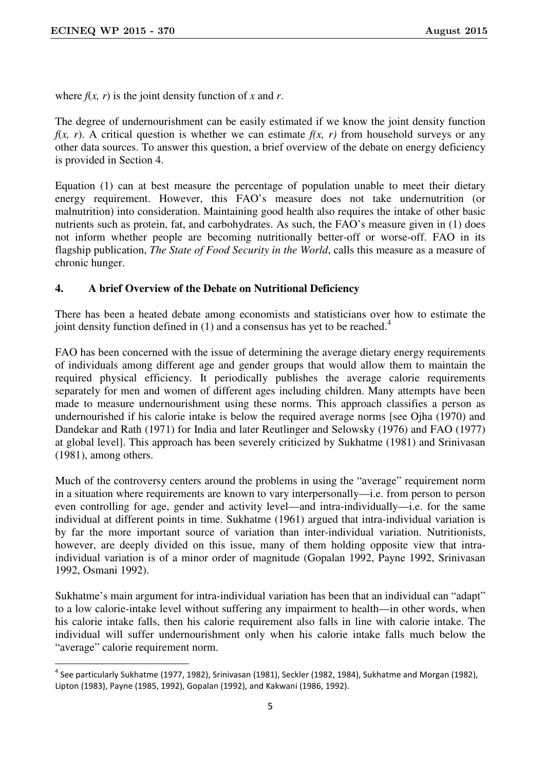where $f(x, r)$ is the joint density function of $x$ and $r$.

The degree of undernourishment can be easily estimated if we know the joint density function $f(x, r)$. A critical question is whether we can estimate $f(x, r)$ from household surveys or any other data sources. To answer this question, a brief overview of the debate on energy deficiency is provided in Section 4.

Equation (1) can at best measure the percentage of population unable to meet their dietary energy requirement. However, this FAO's measure does not take undernutrition (or malnutrition) into consideration. Maintaining good health also requires the intake of other basic nutrients such as protein, fat, and carbohydrates. As such, the FAO's measure given in (1) does not inform whether people are becoming nutritionally better-off or worse-off. FAO in its flagship publication, *The State of Food Security in the World*, calls this measure as a measure of chronic hunger.

## 4. A brief Overview of the Debate on Nutritional Deficiency

There has been a heated debate among economists and statisticians over how to estimate the joint density function defined in (1) and a consensus has yet to be reached.[4]

FAO has been concerned with the issue of determining the average dietary energy requirements of individuals among different age and gender groups that would allow them to maintain the required physical efficiency. It periodically publishes the average calorie requirements separately for men and women of different ages including children. Many attempts have been made to measure undernourishment using these norms. This approach classifies a person as undernourished if his calorie intake is below the required average norms [see Ojha (1970) and Dandekar and Rath (1971) for India and later Reutlinger and Selowsky (1976) and FAO (1977) at global level]. This approach has been severely criticized by Sukhatme (1981) and Srinivasan (1981), among others.

Much of the controversy centers around the problems in using the "average" requirement norm in a situation where requirements are known to vary interpersonally—i.e. from person to person even controlling for age, gender and activity level—and intra-individually—i.e. for the same individual at different points in time. Sukhatme (1961) argued that intra-individual variation is by far the more important source of variation than inter-individual variation. Nutritionists, however, are deeply divided on this issue, many of them holding opposite view that intra-individual variation is of a minor order of magnitude (Gopalan 1992, Payne 1992, Srinivasan 1992, Osmani 1992).

Sukhatme's main argument for intra-individual variation has been that an individual can "adapt" to a low calorie-intake level without suffering any impairment to health—in other words, when his calorie intake falls, then his calorie requirement also falls in line with calorie intake. The individual will suffer undernourishment only when his calorie intake falls much below the "average" calorie requirement norm.

[4] See particularly Sukhatme (1977, 1982), Srinivasan (1981), Seckler (1982, 1984), Sukhatme and Morgan (1982), Lipton (1983), Payne (1985, 1992), Gopalan (1992), and Kakwani (1986, 1992).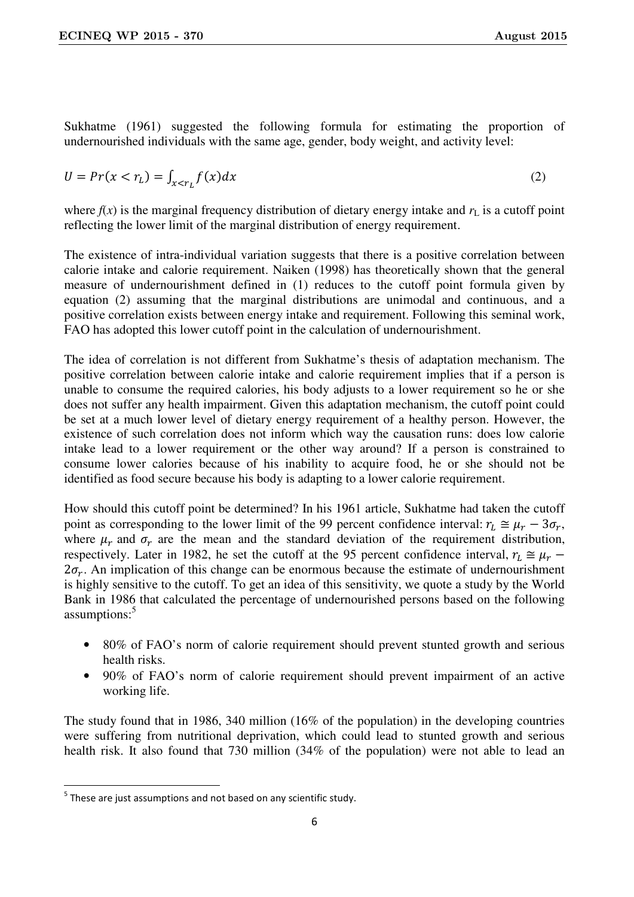Sukhatme (1961) suggested the following formula for estimating the proportion of undernourished individuals with the same age, gender, body weight, and activity level:

$$U = Pr(x < r_L) = \int_{x<r_L} f(x)dx \tag{2}$$

where $f(x)$ is the marginal frequency distribution of dietary energy intake and $r_L$ is a cutoff point reflecting the lower limit of the marginal distribution of energy requirement.

The existence of intra-individual variation suggests that there is a positive correlation between calorie intake and calorie requirement. Naiken (1998) has theoretically shown that the general measure of undernourishment defined in (1) reduces to the cutoff point formula given by equation (2) assuming that the marginal distributions are unimodal and continuous, and a positive correlation exists between energy intake and requirement. Following this seminal work, FAO has adopted this lower cutoff point in the calculation of undernourishment.

The idea of correlation is not different from Sukhatme's thesis of adaptation mechanism. The positive correlation between calorie intake and calorie requirement implies that if a person is unable to consume the required calories, his body adjusts to a lower requirement so he or she does not suffer any health impairment. Given this adaptation mechanism, the cutoff point could be set at a much lower level of dietary energy requirement of a healthy person. However, the existence of such correlation does not inform which way the causation runs: does low calorie intake lead to a lower requirement or the other way around? If a person is constrained to consume lower calories because of his inability to acquire food, he or she should not be identified as food secure because his body is adapting to a lower calorie requirement.

How should this cutoff point be determined? In his 1961 article, Sukhatme had taken the cutoff point as corresponding to the lower limit of the 99 percent confidence interval: $r_L \cong \mu_r - 3\sigma_r$, where $\mu_r$ and $\sigma_r$ are the mean and the standard deviation of the requirement distribution, respectively. Later in 1982, he set the cutoff at the 95 percent confidence interval, $r_L \cong \mu_r - 2\sigma_r$. An implication of this change can be enormous because the estimate of undernourishment is highly sensitive to the cutoff. To get an idea of this sensitivity, we quote a study by the World Bank in 1986 that calculated the percentage of undernourished persons based on the following assumptions:[5]

- 80% of FAO's norm of calorie requirement should prevent stunted growth and serious health risks.
- 90% of FAO's norm of calorie requirement should prevent impairment of an active working life.

The study found that in 1986, 340 million (16% of the population) in the developing countries were suffering from nutritional deprivation, which could lead to stunted growth and serious health risk. It also found that 730 million (34% of the population) were not able to lead an

[5] These are just assumptions and not based on any scientific study.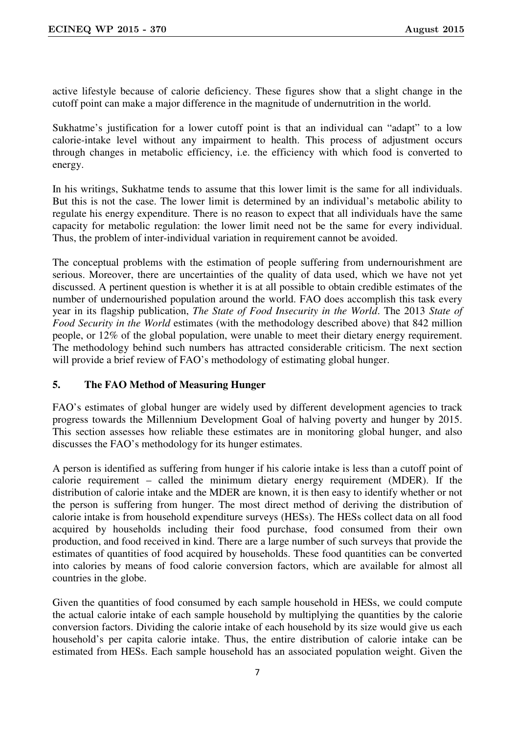active lifestyle because of calorie deficiency. These figures show that a slight change in the cutoff point can make a major difference in the magnitude of undernutrition in the world.

Sukhatme's justification for a lower cutoff point is that an individual can "adapt" to a low calorie-intake level without any impairment to health. This process of adjustment occurs through changes in metabolic efficiency, i.e. the efficiency with which food is converted to energy.

In his writings, Sukhatme tends to assume that this lower limit is the same for all individuals. But this is not the case. The lower limit is determined by an individual's metabolic ability to regulate his energy expenditure. There is no reason to expect that all individuals have the same capacity for metabolic regulation: the lower limit need not be the same for every individual. Thus, the problem of inter-individual variation in requirement cannot be avoided.

The conceptual problems with the estimation of people suffering from undernourishment are serious. Moreover, there are uncertainties of the quality of data used, which we have not yet discussed. A pertinent question is whether it is at all possible to obtain credible estimates of the number of undernourished population around the world. FAO does accomplish this task every year in its flagship publication, *The State of Food Insecurity in the World*. The 2013 *State of Food Security in the World* estimates (with the methodology described above) that 842 million people, or 12% of the global population, were unable to meet their dietary energy requirement. The methodology behind such numbers has attracted considerable criticism. The next section will provide a brief review of FAO's methodology of estimating global hunger.

## 5. The FAO Method of Measuring Hunger

FAO's estimates of global hunger are widely used by different development agencies to track progress towards the Millennium Development Goal of halving poverty and hunger by 2015. This section assesses how reliable these estimates are in monitoring global hunger, and also discusses the FAO's methodology for its hunger estimates.

A person is identified as suffering from hunger if his calorie intake is less than a cutoff point of calorie requirement – called the minimum dietary energy requirement (MDER). If the distribution of calorie intake and the MDER are known, it is then easy to identify whether or not the person is suffering from hunger. The most direct method of deriving the distribution of calorie intake is from household expenditure surveys (HESs). The HESs collect data on all food acquired by households including their food purchase, food consumed from their own production, and food received in kind. There are a large number of such surveys that provide the estimates of quantities of food acquired by households. These food quantities can be converted into calories by means of food calorie conversion factors, which are available for almost all countries in the globe.

Given the quantities of food consumed by each sample household in HESs, we could compute the actual calorie intake of each sample household by multiplying the quantities by the calorie conversion factors. Dividing the calorie intake of each household by its size would give us each household's per capita calorie intake. Thus, the entire distribution of calorie intake can be estimated from HESs. Each sample household has an associated population weight. Given the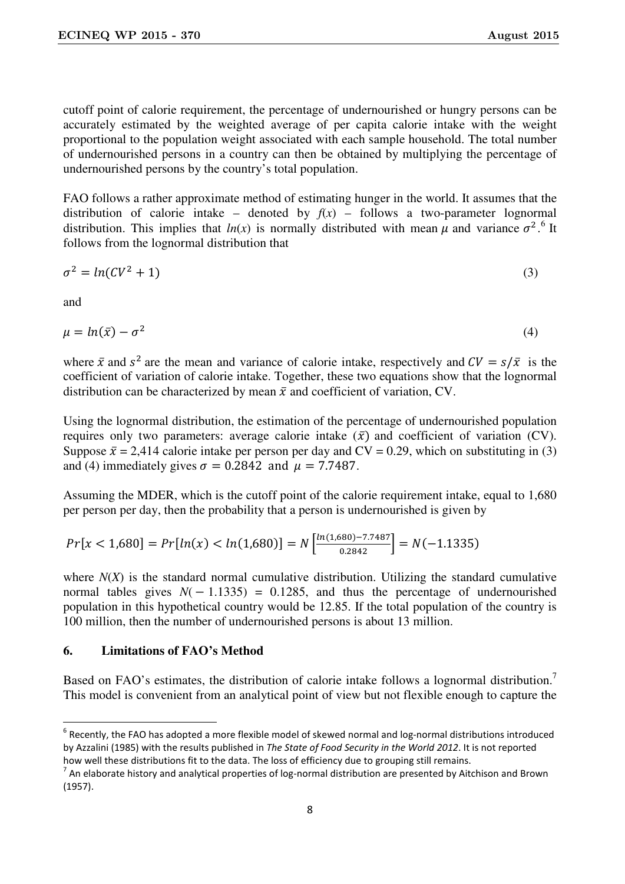cutoff point of calorie requirement, the percentage of undernourished or hungry persons can be accurately estimated by the weighted average of per capita calorie intake with the weight proportional to the population weight associated with each sample household. The total number of undernourished persons in a country can then be obtained by multiplying the percentage of undernourished persons by the country's total population.

FAO follows a rather approximate method of estimating hunger in the world. It assumes that the distribution of calorie intake – denoted by $f(x)$ – follows a two-parameter lognormal distribution. This implies that $ln(x)$ is normally distributed with mean $\mu$ and variance $\sigma^2$.[6] It follows from the lognormal distribution that

$$\sigma^2 = ln(CV^2 + 1) \tag{3}$$

and

$$\mu = ln(\bar{x}) - \sigma^2 \tag{4}$$

where $\bar{x}$ and $s^2$ are the mean and variance of calorie intake, respectively and $CV = s/\bar{x}$ is the coefficient of variation of calorie intake. Together, these two equations show that the lognormal distribution can be characterized by mean $\bar{x}$ and coefficient of variation, CV.

Using the lognormal distribution, the estimation of the percentage of undernourished population requires only two parameters: average calorie intake ($\bar{x}$) and coefficient of variation (CV). Suppose $\bar{x}$ = 2,414 calorie intake per person per day and CV = 0.29, which on substituting in (3) and (4) immediately gives $\sigma = 0.2842$ and $\mu = 7.7487$.

Assuming the MDER, which is the cutoff point of the calorie requirement intake, equal to 1,680 per person per day, then the probability that a person is undernourished is given by

$$Pr[x < 1{,}680] = Pr[ln(x) < ln(1{,}680)] = N\left[\frac{ln(1{,}680) - 7.7487}{0.2842}\right] = N(-1.1335)$$

where $N(X)$ is the standard normal cumulative distribution. Utilizing the standard cumulative normal tables gives $N(-1.1335) = 0.1285$, and thus the percentage of undernourished population in this hypothetical country would be 12.85. If the total population of the country is 100 million, then the number of undernourished persons is about 13 million.

## 6. Limitations of FAO's Method

Based on FAO's estimates, the distribution of calorie intake follows a lognormal distribution.[7] This model is convenient from an analytical point of view but not flexible enough to capture the

---

[6] Recently, the FAO has adopted a more flexible model of skewed normal and log-normal distributions introduced by Azzalini (1985) with the results published in *The State of Food Security in the World 2012*. It is not reported how well these distributions fit to the data. The loss of efficiency due to grouping still remains.

[7] An elaborate history and analytical properties of log-normal distribution are presented by Aitchison and Brown (1957).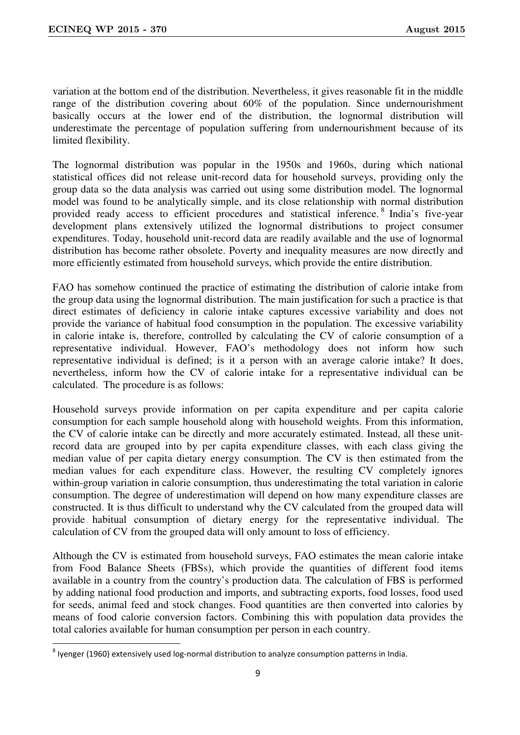variation at the bottom end of the distribution. Nevertheless, it gives reasonable fit in the middle range of the distribution covering about 60% of the population. Since undernourishment basically occurs at the lower end of the distribution, the lognormal distribution will underestimate the percentage of population suffering from undernourishment because of its limited flexibility.

The lognormal distribution was popular in the 1950s and 1960s, during which national statistical offices did not release unit-record data for household surveys, providing only the group data so the data analysis was carried out using some distribution model. The lognormal model was found to be analytically simple, and its close relationship with normal distribution provided ready access to efficient procedures and statistical inference.[8] India's five-year development plans extensively utilized the lognormal distributions to project consumer expenditures. Today, household unit-record data are readily available and the use of lognormal distribution has become rather obsolete. Poverty and inequality measures are now directly and more efficiently estimated from household surveys, which provide the entire distribution.

FAO has somehow continued the practice of estimating the distribution of calorie intake from the group data using the lognormal distribution. The main justification for such a practice is that direct estimates of deficiency in calorie intake captures excessive variability and does not provide the variance of habitual food consumption in the population. The excessive variability in calorie intake is, therefore, controlled by calculating the CV of calorie consumption of a representative individual. However, FAO's methodology does not inform how such representative individual is defined; is it a person with an average calorie intake? It does, nevertheless, inform how the CV of calorie intake for a representative individual can be calculated. The procedure is as follows:

Household surveys provide information on per capita expenditure and per capita calorie consumption for each sample household along with household weights. From this information, the CV of calorie intake can be directly and more accurately estimated. Instead, all these unit-record data are grouped into by per capita expenditure classes, with each class giving the median value of per capita dietary energy consumption. The CV is then estimated from the median values for each expenditure class. However, the resulting CV completely ignores within-group variation in calorie consumption, thus underestimating the total variation in calorie consumption. The degree of underestimation will depend on how many expenditure classes are constructed. It is thus difficult to understand why the CV calculated from the grouped data will provide habitual consumption of dietary energy for the representative individual. The calculation of CV from the grouped data will only amount to loss of efficiency.

Although the CV is estimated from household surveys, FAO estimates the mean calorie intake from Food Balance Sheets (FBSs), which provide the quantities of different food items available in a country from the country's production data. The calculation of FBS is performed by adding national food production and imports, and subtracting exports, food losses, food used for seeds, animal feed and stock changes. Food quantities are then converted into calories by means of food calorie conversion factors. Combining this with population data provides the total calories available for human consumption per person in each country.

---

[8] Iyenger (1960) extensively used log-normal distribution to analyze consumption patterns in India.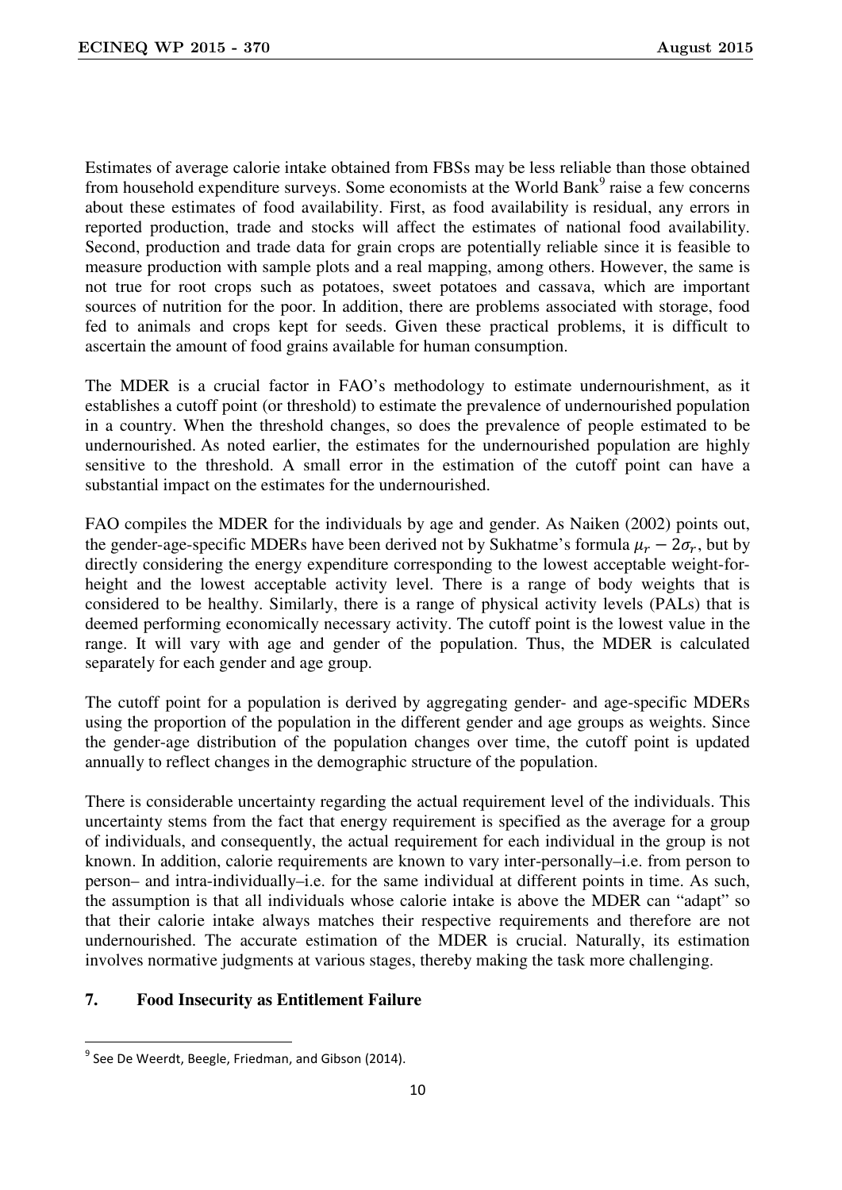Estimates of average calorie intake obtained from FBSs may be less reliable than those obtained from household expenditure surveys. Some economists at the World Bank[9] raise a few concerns about these estimates of food availability. First, as food availability is residual, any errors in reported production, trade and stocks will affect the estimates of national food availability. Second, production and trade data for grain crops are potentially reliable since it is feasible to measure production with sample plots and a real mapping, among others. However, the same is not true for root crops such as potatoes, sweet potatoes and cassava, which are important sources of nutrition for the poor. In addition, there are problems associated with storage, food fed to animals and crops kept for seeds. Given these practical problems, it is difficult to ascertain the amount of food grains available for human consumption.

The MDER is a crucial factor in FAO's methodology to estimate undernourishment, as it establishes a cutoff point (or threshold) to estimate the prevalence of undernourished population in a country. When the threshold changes, so does the prevalence of people estimated to be undernourished. As noted earlier, the estimates for the undernourished population are highly sensitive to the threshold. A small error in the estimation of the cutoff point can have a substantial impact on the estimates for the undernourished.

FAO compiles the MDER for the individuals by age and gender. As Naiken (2002) points out, the gender-age-specific MDERs have been derived not by Sukhatme's formula $\mu_r - 2\sigma_r$, but by directly considering the energy expenditure corresponding to the lowest acceptable weight-for-height and the lowest acceptable activity level. There is a range of body weights that is considered to be healthy. Similarly, there is a range of physical activity levels (PALs) that is deemed performing economically necessary activity. The cutoff point is the lowest value in the range. It will vary with age and gender of the population. Thus, the MDER is calculated separately for each gender and age group.

The cutoff point for a population is derived by aggregating gender- and age-specific MDERs using the proportion of the population in the different gender and age groups as weights. Since the gender-age distribution of the population changes over time, the cutoff point is updated annually to reflect changes in the demographic structure of the population.

There is considerable uncertainty regarding the actual requirement level of the individuals. This uncertainty stems from the fact that energy requirement is specified as the average for a group of individuals, and consequently, the actual requirement for each individual in the group is not known. In addition, calorie requirements are known to vary inter-personally–i.e. from person to person– and intra-individually–i.e. for the same individual at different points in time. As such, the assumption is that all individuals whose calorie intake is above the MDER can "adapt" so that their calorie intake always matches their respective requirements and therefore are not undernourished. The accurate estimation of the MDER is crucial. Naturally, its estimation involves normative judgments at various stages, thereby making the task more challenging.

## 7. Food Insecurity as Entitlement Failure

[9] See De Weerdt, Beegle, Friedman, and Gibson (2014).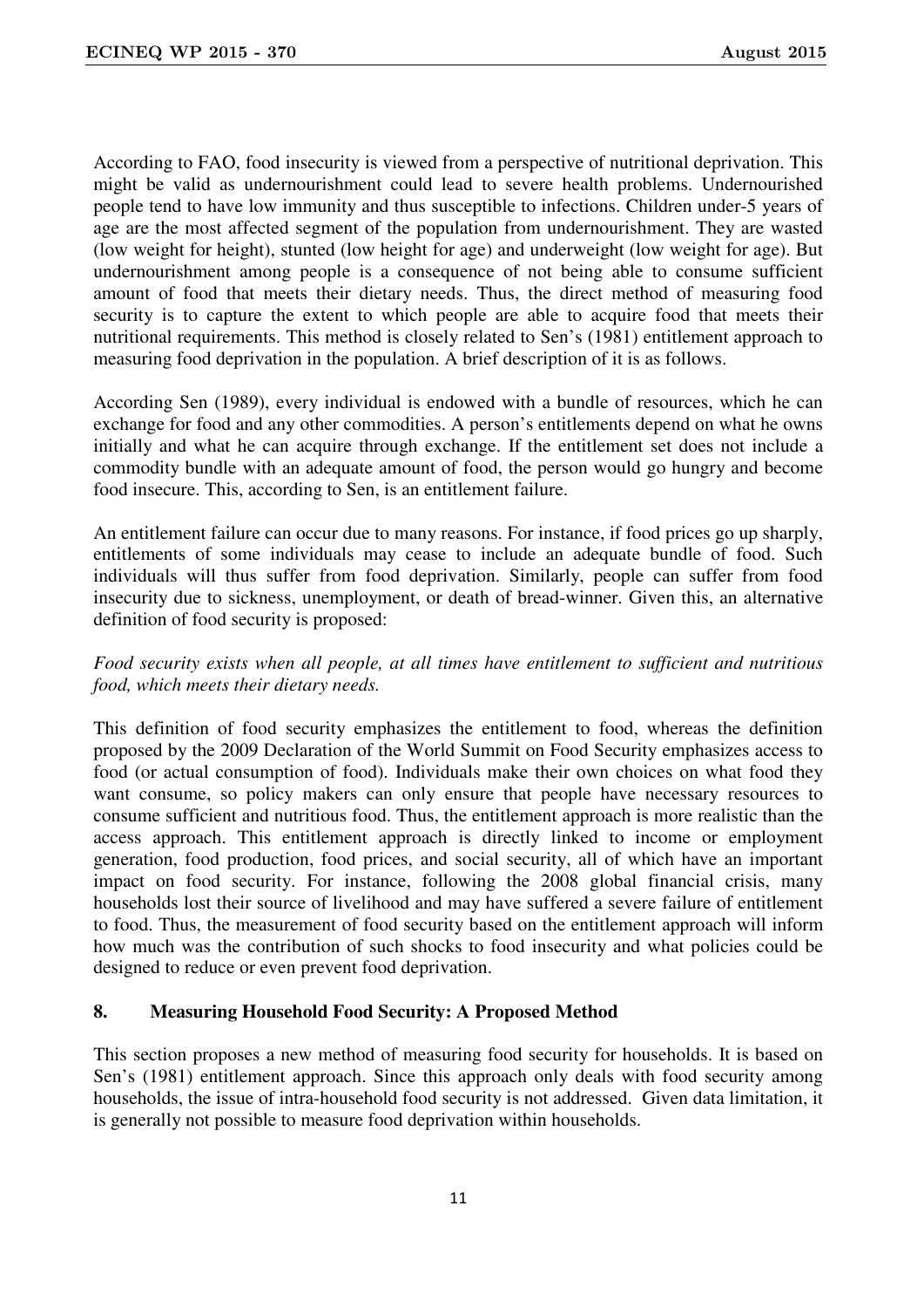According to FAO, food insecurity is viewed from a perspective of nutritional deprivation. This might be valid as undernourishment could lead to severe health problems. Undernourished people tend to have low immunity and thus susceptible to infections. Children under-5 years of age are the most affected segment of the population from undernourishment. They are wasted (low weight for height), stunted (low height for age) and underweight (low weight for age). But undernourishment among people is a consequence of not being able to consume sufficient amount of food that meets their dietary needs. Thus, the direct method of measuring food security is to capture the extent to which people are able to acquire food that meets their nutritional requirements. This method is closely related to Sen's (1981) entitlement approach to measuring food deprivation in the population. A brief description of it is as follows.

According Sen (1989), every individual is endowed with a bundle of resources, which he can exchange for food and any other commodities. A person's entitlements depend on what he owns initially and what he can acquire through exchange. If the entitlement set does not include a commodity bundle with an adequate amount of food, the person would go hungry and become food insecure. This, according to Sen, is an entitlement failure.

An entitlement failure can occur due to many reasons. For instance, if food prices go up sharply, entitlements of some individuals may cease to include an adequate bundle of food. Such individuals will thus suffer from food deprivation. Similarly, people can suffer from food insecurity due to sickness, unemployment, or death of bread-winner. Given this, an alternative definition of food security is proposed:

*Food security exists when all people, at all times have entitlement to sufficient and nutritious food, which meets their dietary needs.*

This definition of food security emphasizes the entitlement to food, whereas the definition proposed by the 2009 Declaration of the World Summit on Food Security emphasizes access to food (or actual consumption of food). Individuals make their own choices on what food they want consume, so policy makers can only ensure that people have necessary resources to consume sufficient and nutritious food. Thus, the entitlement approach is more realistic than the access approach. This entitlement approach is directly linked to income or employment generation, food production, food prices, and social security, all of which have an important impact on food security. For instance, following the 2008 global financial crisis, many households lost their source of livelihood and may have suffered a severe failure of entitlement to food. Thus, the measurement of food security based on the entitlement approach will inform how much was the contribution of such shocks to food insecurity and what policies could be designed to reduce or even prevent food deprivation.

## 8. Measuring Household Food Security: A Proposed Method

This section proposes a new method of measuring food security for households. It is based on Sen's (1981) entitlement approach. Since this approach only deals with food security among households, the issue of intra-household food security is not addressed. Given data limitation, it is generally not possible to measure food deprivation within households.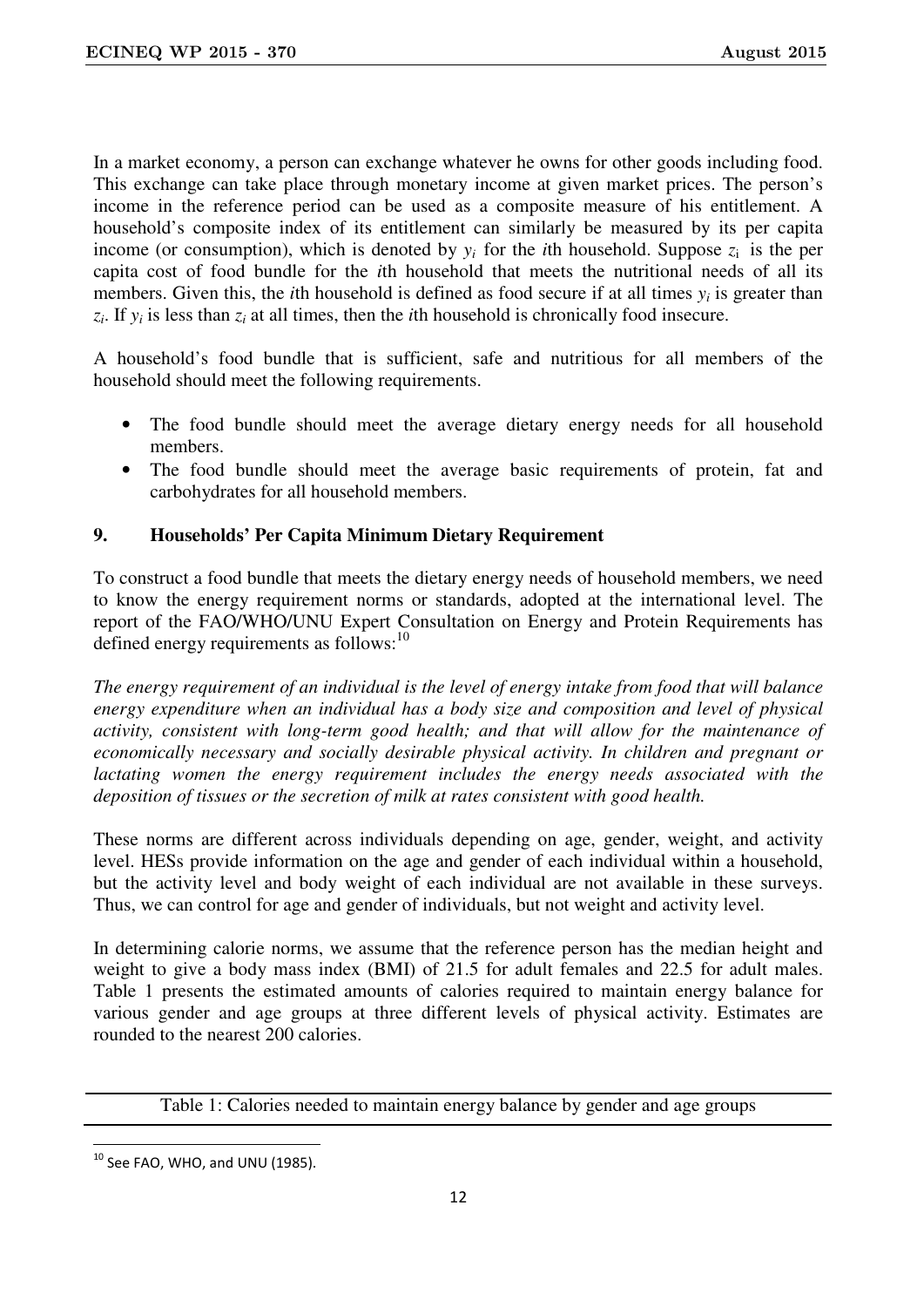In a market economy, a person can exchange whatever he owns for other goods including food. This exchange can take place through monetary income at given market prices. The person's income in the reference period can be used as a composite measure of his entitlement. A household's composite index of its entitlement can similarly be measured by its per capita income (or consumption), which is denoted by $y_i$ for the *i*th household. Suppose $z_i$ is the per capita cost of food bundle for the *i*th household that meets the nutritional needs of all its members. Given this, the *i*th household is defined as food secure if at all times $y_i$ is greater than $z_i$. If $y_i$ is less than $z_i$ at all times, then the *i*th household is chronically food insecure.

A household's food bundle that is sufficient, safe and nutritious for all members of the household should meet the following requirements.

- The food bundle should meet the average dietary energy needs for all household members.
- The food bundle should meet the average basic requirements of protein, fat and carbohydrates for all household members.

## 9. Households' Per Capita Minimum Dietary Requirement

To construct a food bundle that meets the dietary energy needs of household members, we need to know the energy requirement norms or standards, adopted at the international level. The report of the FAO/WHO/UNU Expert Consultation on Energy and Protein Requirements has defined energy requirements as follows:[10]

*The energy requirement of an individual is the level of energy intake from food that will balance energy expenditure when an individual has a body size and composition and level of physical activity, consistent with long-term good health; and that will allow for the maintenance of economically necessary and socially desirable physical activity. In children and pregnant or lactating women the energy requirement includes the energy needs associated with the deposition of tissues or the secretion of milk at rates consistent with good health.*

These norms are different across individuals depending on age, gender, weight, and activity level. HESs provide information on the age and gender of each individual within a household, but the activity level and body weight of each individual are not available in these surveys. Thus, we can control for age and gender of individuals, but not weight and activity level.

In determining calorie norms, we assume that the reference person has the median height and weight to give a body mass index (BMI) of 21.5 for adult females and 22.5 for adult males. Table 1 presents the estimated amounts of calories required to maintain energy balance for various gender and age groups at three different levels of physical activity. Estimates are rounded to the nearest 200 calories.

Table 1: Calories needed to maintain energy balance by gender and age groups

[10] See FAO, WHO, and UNU (1985).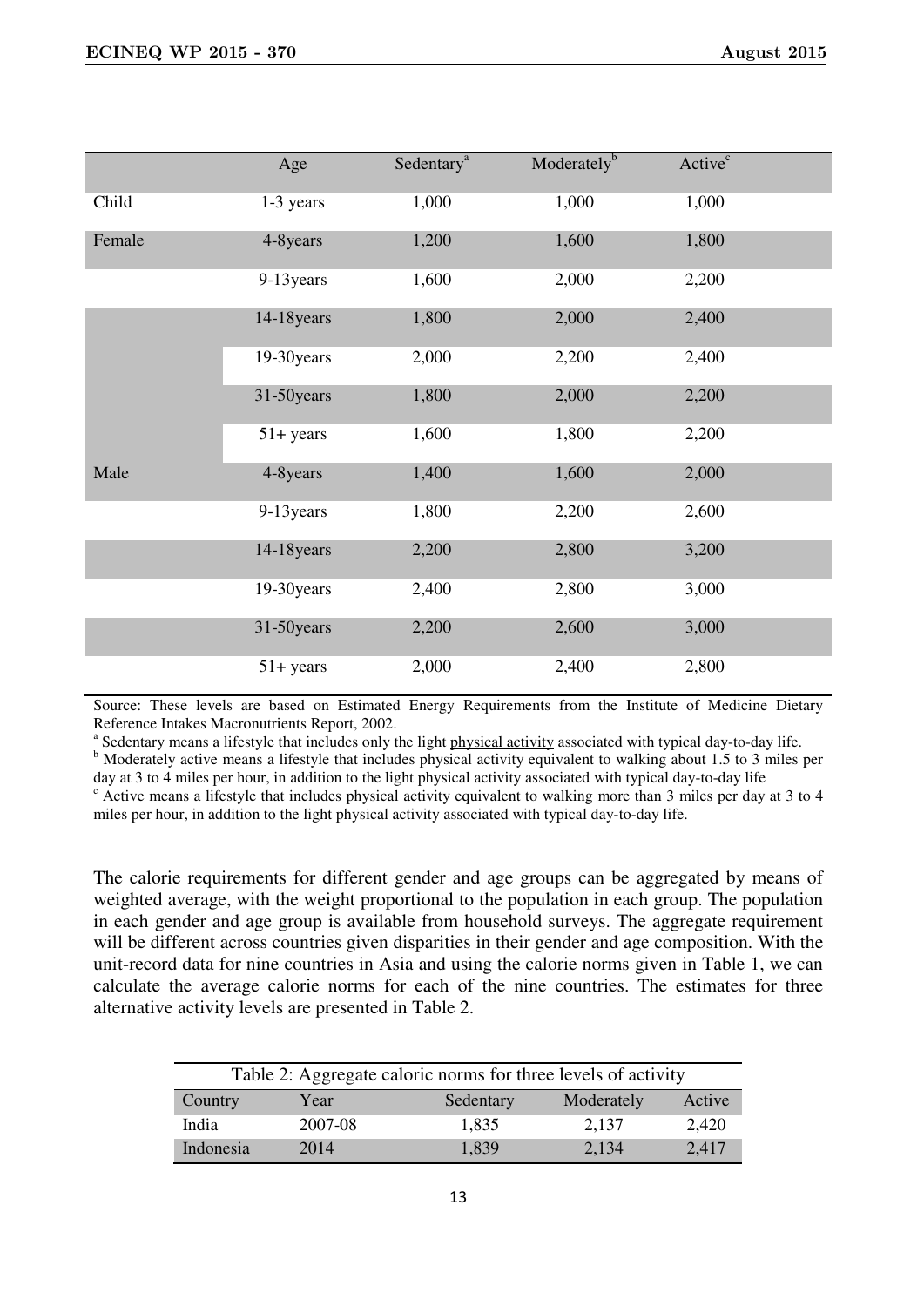|  | Age | Sedentary[a] | Moderately[b] | Active[c] |
|---|---|---|---|---|
| Child | 1-3 years | 1,000 | 1,000 | 1,000 |
| Female | 4-8years | 1,200 | 1,600 | 1,800 |
|  | 9-13years | 1,600 | 2,000 | 2,200 |
|  | 14-18years | 1,800 | 2,000 | 2,400 |
|  | 19-30years | 2,000 | 2,200 | 2,400 |
|  | 31-50years | 1,800 | 2,000 | 2,200 |
|  | 51+ years | 1,600 | 1,800 | 2,200 |
| Male | 4-8years | 1,400 | 1,600 | 2,000 |
|  | 9-13years | 1,800 | 2,200 | 2,600 |
|  | 14-18years | 2,200 | 2,800 | 3,200 |
|  | 19-30years | 2,400 | 2,800 | 3,000 |
|  | 31-50years | 2,200 | 2,600 | 3,000 |
|  | 51+ years | 2,000 | 2,400 | 2,800 |

Source: These levels are based on Estimated Energy Requirements from the Institute of Medicine Dietary Reference Intakes Macronutrients Report, 2002.

[a] Sedentary means a lifestyle that includes only the light physical activity associated with typical day-to-day life.

[b] Moderately active means a lifestyle that includes physical activity equivalent to walking about 1.5 to 3 miles per day at 3 to 4 miles per hour, in addition to the light physical activity associated with typical day-to-day life

[c] Active means a lifestyle that includes physical activity equivalent to walking more than 3 miles per day at 3 to 4 miles per hour, in addition to the light physical activity associated with typical day-to-day life.

The calorie requirements for different gender and age groups can be aggregated by means of weighted average, with the weight proportional to the population in each group. The population in each gender and age group is available from household surveys. The aggregate requirement will be different across countries given disparities in their gender and age composition. With the unit-record data for nine countries in Asia and using the calorie norms given in Table 1, we can calculate the average calorie norms for each of the nine countries. The estimates for three alternative activity levels are presented in Table 2.

Table 2: Aggregate caloric norms for three levels of activity

| Country | Year | Sedentary | Moderately | Active |
|---|---|---|---|---|
| India | 2007-08 | 1,835 | 2,137 | 2,420 |
| Indonesia | 2014 | 1,839 | 2,134 | 2,417 |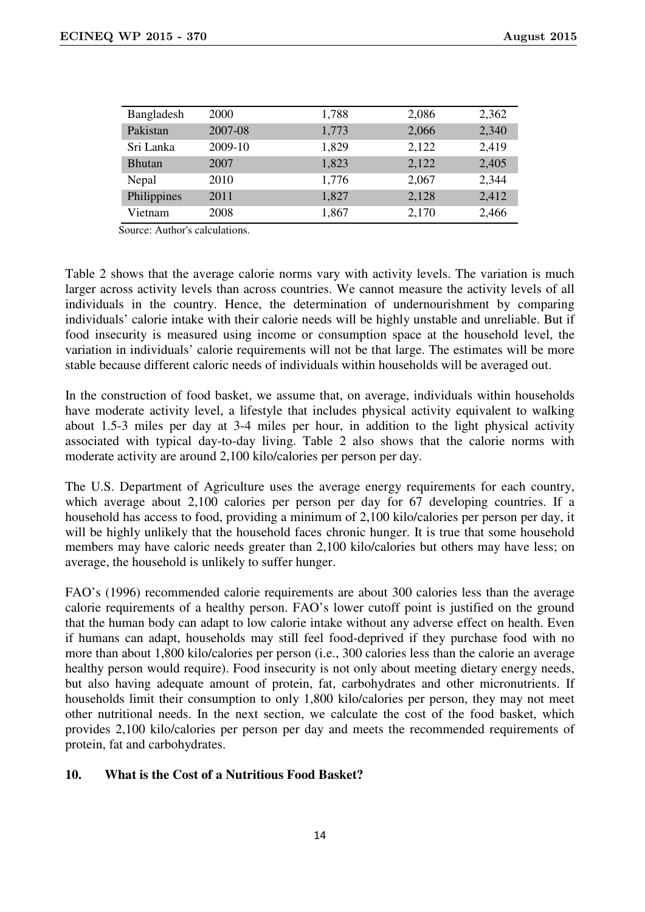| Bangladesh | 2000 | 1,788 | 2,086 | 2,362 |
|---|---|---|---|---|
| Pakistan | 2007-08 | 1,773 | 2,066 | 2,340 |
| Sri Lanka | 2009-10 | 1,829 | 2,122 | 2,419 |
| Bhutan | 2007 | 1,823 | 2,122 | 2,405 |
| Nepal | 2010 | 1,776 | 2,067 | 2,344 |
| Philippines | 2011 | 1,827 | 2,128 | 2,412 |
| Vietnam | 2008 | 1,867 | 2,170 | 2,466 |

Source: Author's calculations.

Table 2 shows that the average calorie norms vary with activity levels. The variation is much larger across activity levels than across countries. We cannot measure the activity levels of all individuals in the country. Hence, the determination of undernourishment by comparing individuals' calorie intake with their calorie needs will be highly unstable and unreliable. But if food insecurity is measured using income or consumption space at the household level, the variation in individuals' calorie requirements will not be that large. The estimates will be more stable because different caloric needs of individuals within households will be averaged out.

In the construction of food basket, we assume that, on average, individuals within households have moderate activity level, a lifestyle that includes physical activity equivalent to walking about 1.5-3 miles per day at 3-4 miles per hour, in addition to the light physical activity associated with typical day-to-day living. Table 2 also shows that the calorie norms with moderate activity are around 2,100 kilo/calories per person per day.

The U.S. Department of Agriculture uses the average energy requirements for each country, which average about 2,100 calories per person per day for 67 developing countries. If a household has access to food, providing a minimum of 2,100 kilo/calories per person per day, it will be highly unlikely that the household faces chronic hunger. It is true that some household members may have caloric needs greater than 2,100 kilo/calories but others may have less; on average, the household is unlikely to suffer hunger.

FAO's (1996) recommended calorie requirements are about 300 calories less than the average calorie requirements of a healthy person. FAO's lower cutoff point is justified on the ground that the human body can adapt to low calorie intake without any adverse effect on health. Even if humans can adapt, households may still feel food-deprived if they purchase food with no more than about 1,800 kilo/calories per person (i.e., 300 calories less than the calorie an average healthy person would require). Food insecurity is not only about meeting dietary energy needs, but also having adequate amount of protein, fat, carbohydrates and other micronutrients. If households limit their consumption to only 1,800 kilo/calories per person, they may not meet other nutritional needs. In the next section, we calculate the cost of the food basket, which provides 2,100 kilo/calories per person per day and meets the recommended requirements of protein, fat and carbohydrates.

## 10. What is the Cost of a Nutritious Food Basket?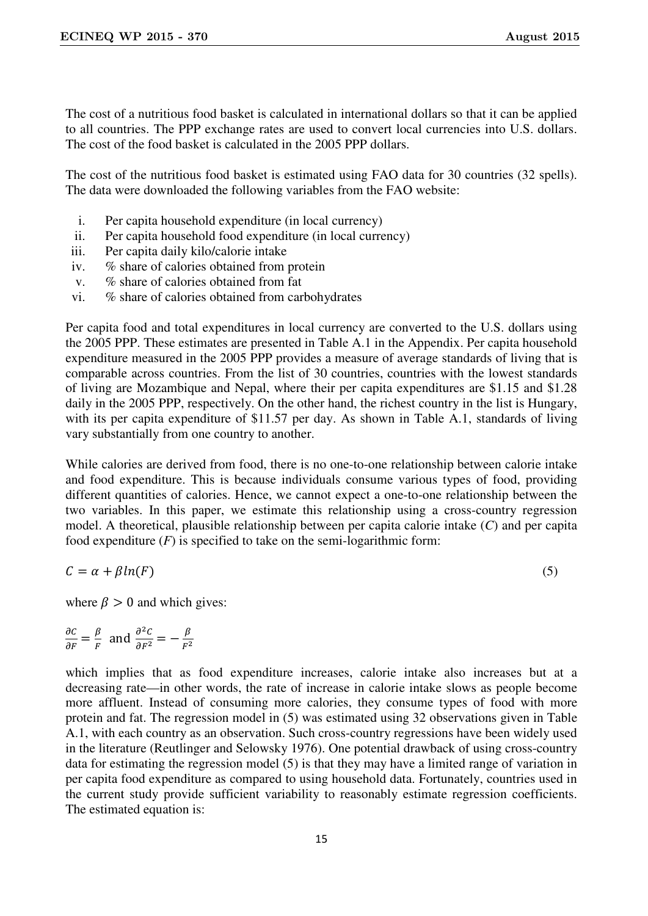The cost of a nutritious food basket is calculated in international dollars so that it can be applied to all countries. The PPP exchange rates are used to convert local currencies into U.S. dollars. The cost of the food basket is calculated in the 2005 PPP dollars.

The cost of the nutritious food basket is estimated using FAO data for 30 countries (32 spells). The data were downloaded the following variables from the FAO website:

i. Per capita household expenditure (in local currency)
ii. Per capita household food expenditure (in local currency)
iii. Per capita daily kilo/calorie intake
iv. % share of calories obtained from protein
v. % share of calories obtained from fat
vi. % share of calories obtained from carbohydrates

Per capita food and total expenditures in local currency are converted to the U.S. dollars using the 2005 PPP. These estimates are presented in Table A.1 in the Appendix. Per capita household expenditure measured in the 2005 PPP provides a measure of average standards of living that is comparable across countries. From the list of 30 countries, countries with the lowest standards of living are Mozambique and Nepal, where their per capita expenditures are \$1.15 and \$1.28 daily in the 2005 PPP, respectively. On the other hand, the richest country in the list is Hungary, with its per capita expenditure of \$11.57 per day. As shown in Table A.1, standards of living vary substantially from one country to another.

While calories are derived from food, there is no one-to-one relationship between calorie intake and food expenditure. This is because individuals consume various types of food, providing different quantities of calories. Hence, we cannot expect a one-to-one relationship between the two variables. In this paper, we estimate this relationship using a cross-country regression model. A theoretical, plausible relationship between per capita calorie intake (*C*) and per capita food expenditure (*F*) is specified to take on the semi-logarithmic form:

$$C = \alpha + \beta ln(F) \tag{5}$$

where $\beta > 0$ and which gives:

$$\frac{\partial C}{\partial F} = \frac{\beta}{F} \text{ and } \frac{\partial^2 C}{\partial F^2} = -\frac{\beta}{F^2}$$

which implies that as food expenditure increases, calorie intake also increases but at a decreasing rate—in other words, the rate of increase in calorie intake slows as people become more affluent. Instead of consuming more calories, they consume types of food with more protein and fat. The regression model in (5) was estimated using 32 observations given in Table A.1, with each country as an observation. Such cross-country regressions have been widely used in the literature (Reutlinger and Selowsky 1976). One potential drawback of using cross-country data for estimating the regression model (5) is that they may have a limited range of variation in per capita food expenditure as compared to using household data. Fortunately, countries used in the current study provide sufficient variability to reasonably estimate regression coefficients. The estimated equation is: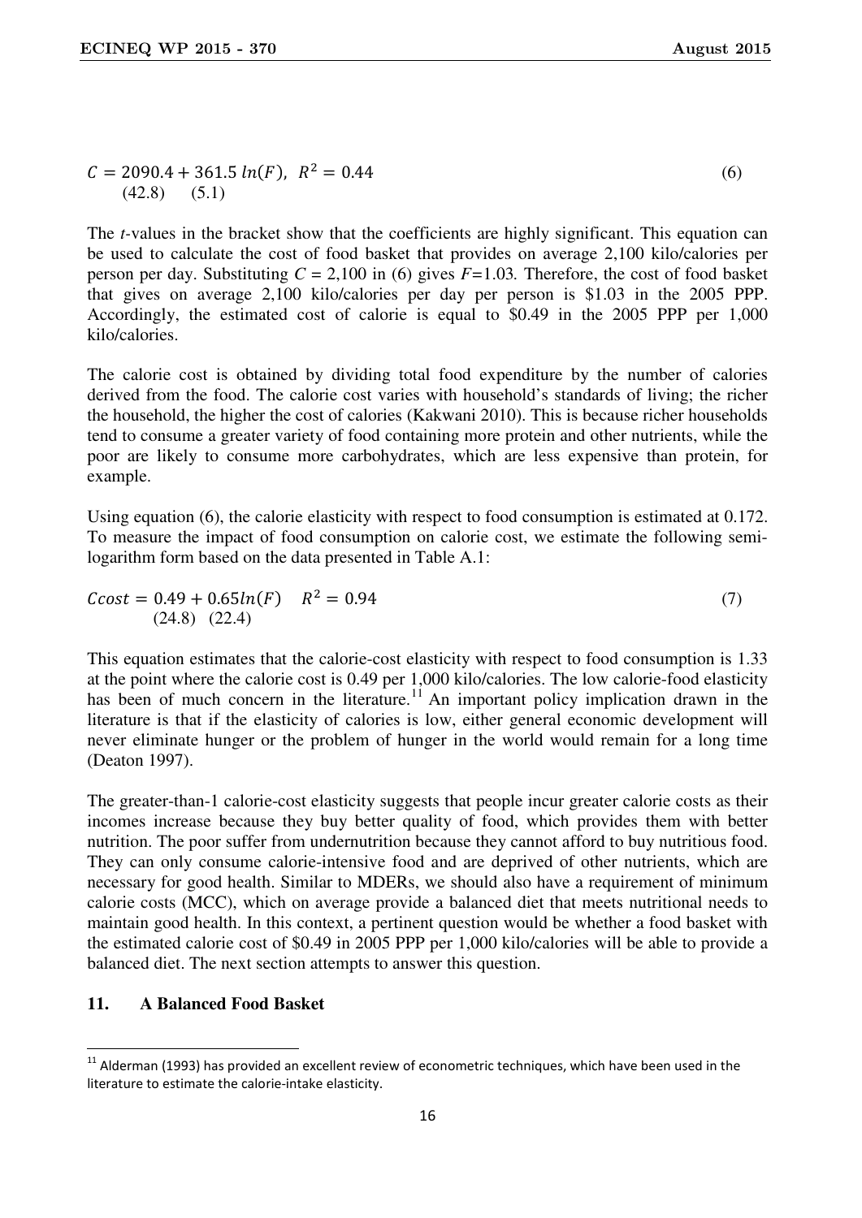$$C = 2090.4 + 361.5\ ln(F),\ \ R^2 = 0.44 \qquad (6)$$
$$\quad (42.8) \quad (5.1)$$

The *t*-values in the bracket show that the coefficients are highly significant. This equation can be used to calculate the cost of food basket that provides on average 2,100 kilo/calories per person per day. Substituting $C$ = 2,100 in (6) gives $F$=1.03. Therefore, the cost of food basket that gives on average 2,100 kilo/calories per day per person is $1.03 in the 2005 PPP. Accordingly, the estimated cost of calorie is equal to $0.49 in the 2005 PPP per 1,000 kilo/calories.

The calorie cost is obtained by dividing total food expenditure by the number of calories derived from the food. The calorie cost varies with household's standards of living; the richer the household, the higher the cost of calories (Kakwani 2010). This is because richer households tend to consume a greater variety of food containing more protein and other nutrients, while the poor are likely to consume more carbohydrates, which are less expensive than protein, for example.

Using equation (6), the calorie elasticity with respect to food consumption is estimated at 0.172. To measure the impact of food consumption on calorie cost, we estimate the following semi-logarithm form based on the data presented in Table A.1:

$$Ccost = 0.49 + 0.65ln(F) \quad R^2 = 0.94 \qquad (7)$$
$$\quad (24.8) \quad (22.4)$$

This equation estimates that the calorie-cost elasticity with respect to food consumption is 1.33 at the point where the calorie cost is 0.49 per 1,000 kilo/calories. The low calorie-food elasticity has been of much concern in the literature.[11] An important policy implication drawn in the literature is that if the elasticity of calories is low, either general economic development will never eliminate hunger or the problem of hunger in the world would remain for a long time (Deaton 1997).

The greater-than-1 calorie-cost elasticity suggests that people incur greater calorie costs as their incomes increase because they buy better quality of food, which provides them with better nutrition. The poor suffer from undernutrition because they cannot afford to buy nutritious food. They can only consume calorie-intensive food and are deprived of other nutrients, which are necessary for good health. Similar to MDERs, we should also have a requirement of minimum calorie costs (MCC), which on average provide a balanced diet that meets nutritional needs to maintain good health. In this context, a pertinent question would be whether a food basket with the estimated calorie cost of $0.49 in 2005 PPP per 1,000 kilo/calories will be able to provide a balanced diet. The next section attempts to answer this question.

## 11. A Balanced Food Basket

[11] Alderman (1993) has provided an excellent review of econometric techniques, which have been used in the literature to estimate the calorie-intake elasticity.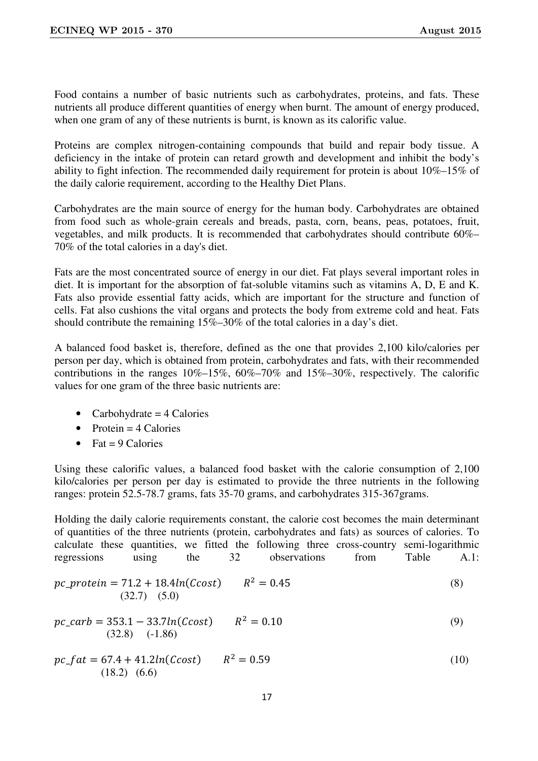Food contains a number of basic nutrients such as carbohydrates, proteins, and fats. These nutrients all produce different quantities of energy when burnt. The amount of energy produced, when one gram of any of these nutrients is burnt, is known as its calorific value.

Proteins are complex nitrogen-containing compounds that build and repair body tissue. A deficiency in the intake of protein can retard growth and development and inhibit the body's ability to fight infection. The recommended daily requirement for protein is about 10%–15% of the daily calorie requirement, according to the Healthy Diet Plans.

Carbohydrates are the main source of energy for the human body. Carbohydrates are obtained from food such as whole-grain cereals and breads, pasta, corn, beans, peas, potatoes, fruit, vegetables, and milk products. It is recommended that carbohydrates should contribute 60%–70% of the total calories in a day's diet.

Fats are the most concentrated source of energy in our diet. Fat plays several important roles in diet. It is important for the absorption of fat-soluble vitamins such as vitamins A, D, E and K. Fats also provide essential fatty acids, which are important for the structure and function of cells. Fat also cushions the vital organs and protects the body from extreme cold and heat. Fats should contribute the remaining 15%–30% of the total calories in a day's diet.

A balanced food basket is, therefore, defined as the one that provides 2,100 kilo/calories per person per day, which is obtained from protein, carbohydrates and fats, with their recommended contributions in the ranges 10%–15%, 60%–70% and 15%–30%, respectively. The calorific values for one gram of the three basic nutrients are:

- Carbohydrate = 4 Calories
- Protein = 4 Calories
- Fat = 9 Calories

Using these calorific values, a balanced food basket with the calorie consumption of 2,100 kilo/calories per person per day is estimated to provide the three nutrients in the following ranges: protein 52.5-78.7 grams, fats 35-70 grams, and carbohydrates 315-367grams.

Holding the daily calorie requirements constant, the calorie cost becomes the main determinant of quantities of the three nutrients (protein, carbohydrates and fats) as sources of calories. To calculate these quantities, we fitted the following three cross-country semi-logarithmic regressions using the 32 observations from Table A.1:

$$pc\_protein = \underset{(32.7)}{71.2} + \underset{(5.0)}{18.4} ln(Ccost) \qquad R^2 = 0.45 \tag{8}$$

$$pc\_carb = \underset{(32.8)}{353.1} - \underset{(-1.86)}{33.7} ln(Ccost) \qquad R^2 = 0.10 \tag{9}$$

$$pc\_fat = \underset{(18.2)}{67.4} + \underset{(6.6)}{41.2} ln(Ccost) \qquad R^2 = 0.59 \tag{10}$$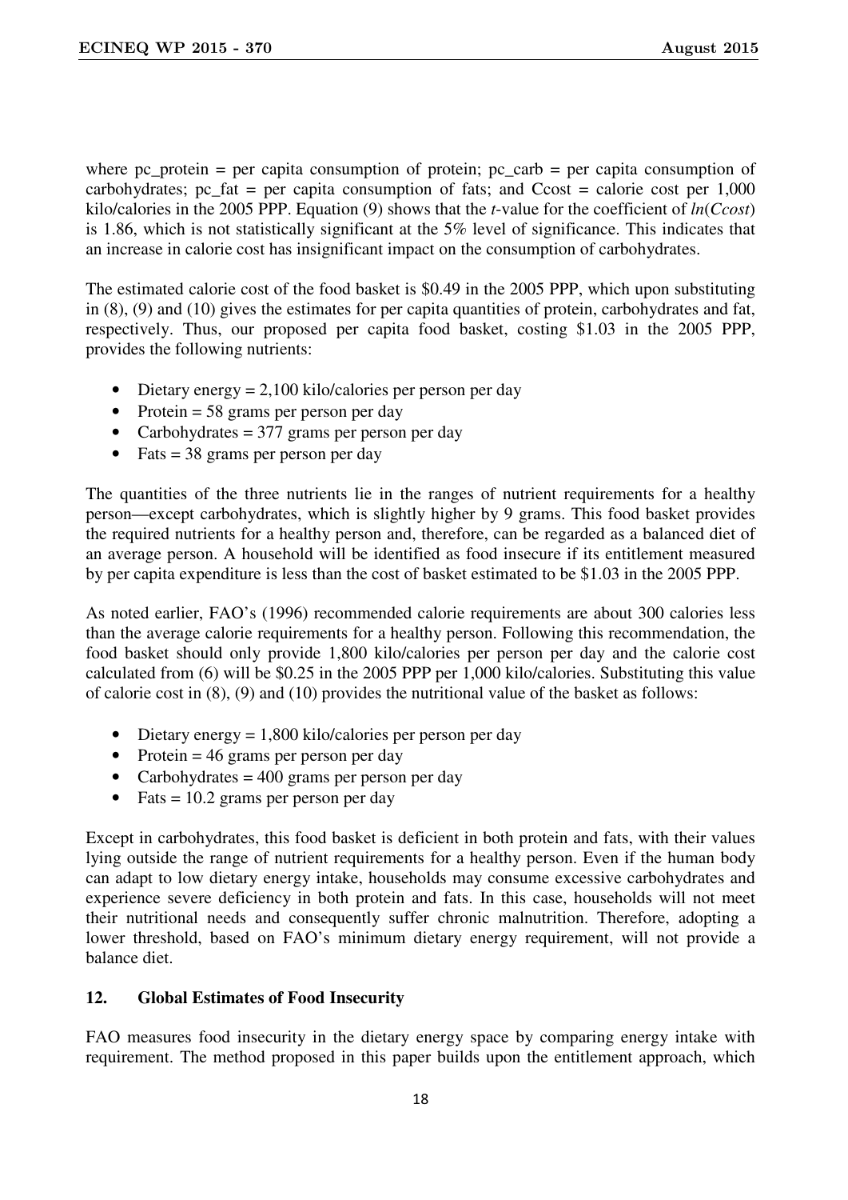where pc_protein = per capita consumption of protein; pc_carb = per capita consumption of carbohydrates; pc_fat = per capita consumption of fats; and Ccost = calorie cost per 1,000 kilo/calories in the 2005 PPP. Equation (9) shows that the *t*-value for the coefficient of $ln(Ccost)$ is 1.86, which is not statistically significant at the 5% level of significance. This indicates that an increase in calorie cost has insignificant impact on the consumption of carbohydrates.

The estimated calorie cost of the food basket is \$0.49 in the 2005 PPP, which upon substituting in (8), (9) and (10) gives the estimates for per capita quantities of protein, carbohydrates and fat, respectively. Thus, our proposed per capita food basket, costing \$1.03 in the 2005 PPP, provides the following nutrients:

- Dietary energy = 2,100 kilo/calories per person per day
- Protein = 58 grams per person per day
- Carbohydrates = 377 grams per person per day
- Fats = 38 grams per person per day

The quantities of the three nutrients lie in the ranges of nutrient requirements for a healthy person—except carbohydrates, which is slightly higher by 9 grams. This food basket provides the required nutrients for a healthy person and, therefore, can be regarded as a balanced diet of an average person. A household will be identified as food insecure if its entitlement measured by per capita expenditure is less than the cost of basket estimated to be \$1.03 in the 2005 PPP.

As noted earlier, FAO's (1996) recommended calorie requirements are about 300 calories less than the average calorie requirements for a healthy person. Following this recommendation, the food basket should only provide 1,800 kilo/calories per person per day and the calorie cost calculated from (6) will be \$0.25 in the 2005 PPP per 1,000 kilo/calories. Substituting this value of calorie cost in (8), (9) and (10) provides the nutritional value of the basket as follows:

- Dietary energy = 1,800 kilo/calories per person per day
- Protein = 46 grams per person per day
- Carbohydrates = 400 grams per person per day
- Fats = 10.2 grams per person per day

Except in carbohydrates, this food basket is deficient in both protein and fats, with their values lying outside the range of nutrient requirements for a healthy person. Even if the human body can adapt to low dietary energy intake, households may consume excessive carbohydrates and experience severe deficiency in both protein and fats. In this case, households will not meet their nutritional needs and consequently suffer chronic malnutrition. Therefore, adopting a lower threshold, based on FAO's minimum dietary energy requirement, will not provide a balance diet.

## 12. Global Estimates of Food Insecurity

FAO measures food insecurity in the dietary energy space by comparing energy intake with requirement. The method proposed in this paper builds upon the entitlement approach, which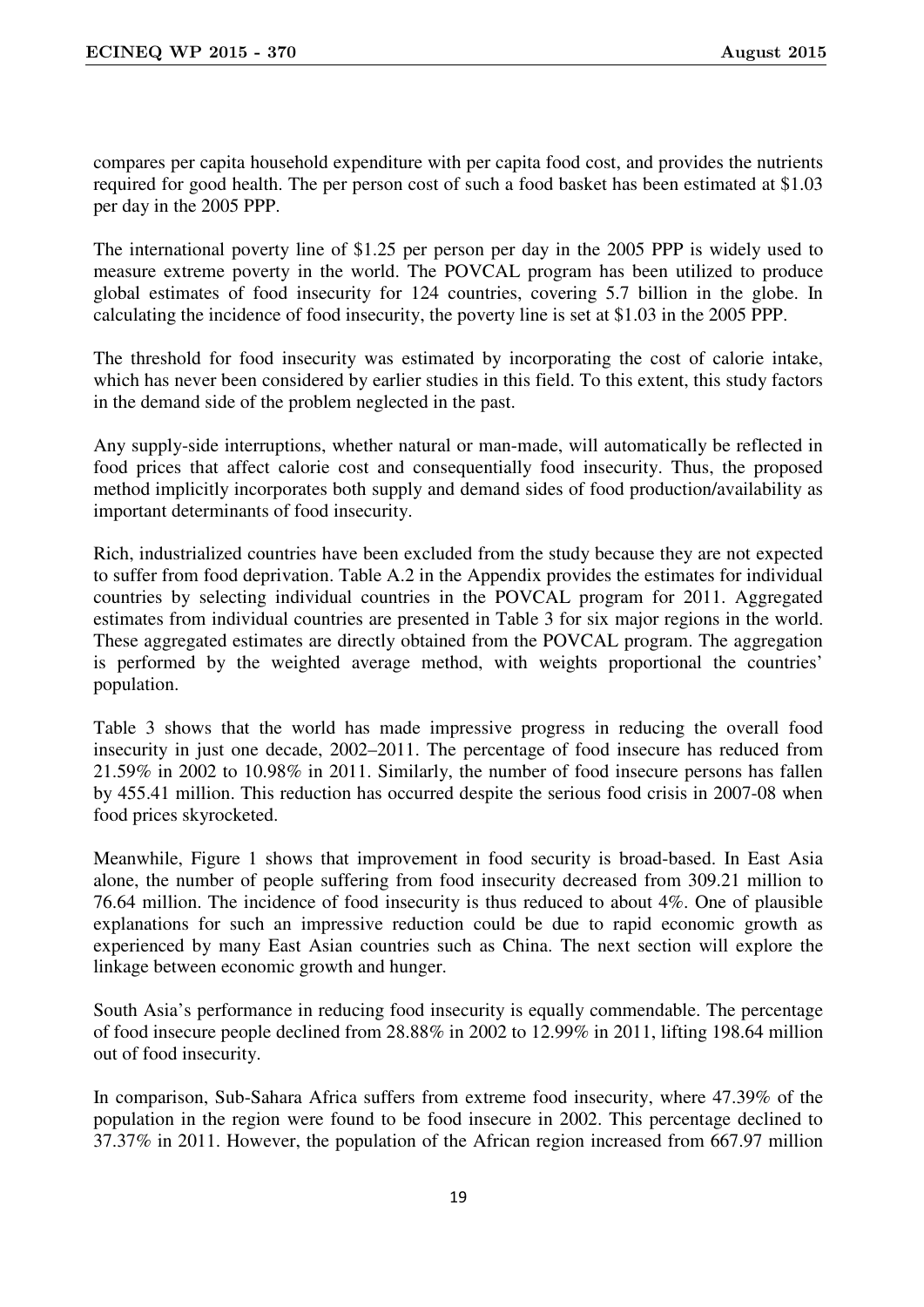compares per capita household expenditure with per capita food cost, and provides the nutrients required for good health. The per person cost of such a food basket has been estimated at $1.03 per day in the 2005 PPP.

The international poverty line of $1.25 per person per day in the 2005 PPP is widely used to measure extreme poverty in the world. The POVCAL program has been utilized to produce global estimates of food insecurity for 124 countries, covering 5.7 billion in the globe. In calculating the incidence of food insecurity, the poverty line is set at $1.03 in the 2005 PPP.

The threshold for food insecurity was estimated by incorporating the cost of calorie intake, which has never been considered by earlier studies in this field. To this extent, this study factors in the demand side of the problem neglected in the past.

Any supply-side interruptions, whether natural or man-made, will automatically be reflected in food prices that affect calorie cost and consequentially food insecurity. Thus, the proposed method implicitly incorporates both supply and demand sides of food production/availability as important determinants of food insecurity.

Rich, industrialized countries have been excluded from the study because they are not expected to suffer from food deprivation. Table A.2 in the Appendix provides the estimates for individual countries by selecting individual countries in the POVCAL program for 2011. Aggregated estimates from individual countries are presented in Table 3 for six major regions in the world. These aggregated estimates are directly obtained from the POVCAL program. The aggregation is performed by the weighted average method, with weights proportional the countries' population.

Table 3 shows that the world has made impressive progress in reducing the overall food insecurity in just one decade, 2002–2011. The percentage of food insecure has reduced from 21.59% in 2002 to 10.98% in 2011. Similarly, the number of food insecure persons has fallen by 455.41 million. This reduction has occurred despite the serious food crisis in 2007-08 when food prices skyrocketed.

Meanwhile, Figure 1 shows that improvement in food security is broad-based. In East Asia alone, the number of people suffering from food insecurity decreased from 309.21 million to 76.64 million. The incidence of food insecurity is thus reduced to about 4%. One of plausible explanations for such an impressive reduction could be due to rapid economic growth as experienced by many East Asian countries such as China. The next section will explore the linkage between economic growth and hunger.

South Asia's performance in reducing food insecurity is equally commendable. The percentage of food insecure people declined from 28.88% in 2002 to 12.99% in 2011, lifting 198.64 million out of food insecurity.

In comparison, Sub-Sahara Africa suffers from extreme food insecurity, where 47.39% of the population in the region were found to be food insecure in 2002. This percentage declined to 37.37% in 2011. However, the population of the African region increased from 667.97 million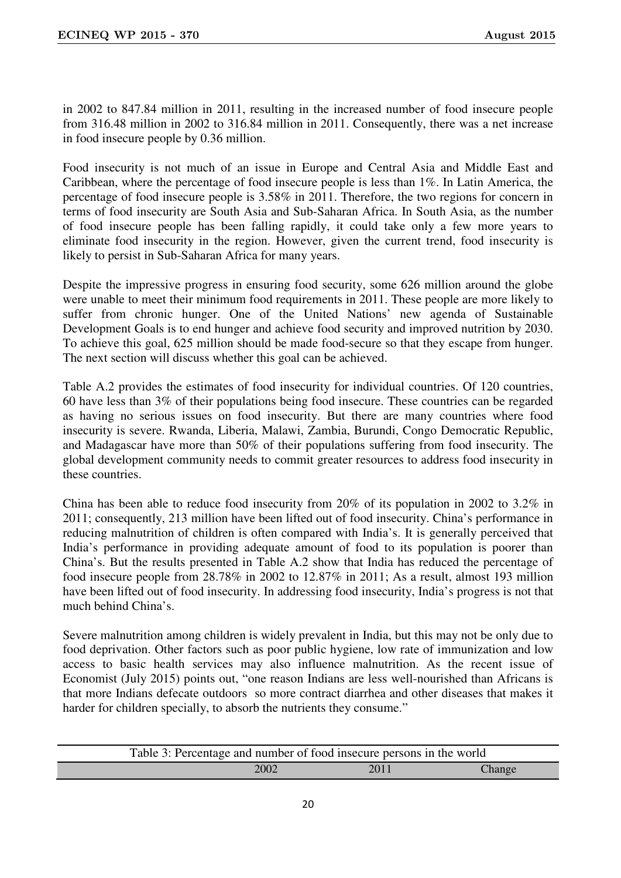in 2002 to 847.84 million in 2011, resulting in the increased number of food insecure people from 316.48 million in 2002 to 316.84 million in 2011. Consequently, there was a net increase in food insecure people by 0.36 million.

Food insecurity is not much of an issue in Europe and Central Asia and Middle East and Caribbean, where the percentage of food insecure people is less than 1%. In Latin America, the percentage of food insecure people is 3.58% in 2011. Therefore, the two regions for concern in terms of food insecurity are South Asia and Sub-Saharan Africa. In South Asia, as the number of food insecure people has been falling rapidly, it could take only a few more years to eliminate food insecurity in the region. However, given the current trend, food insecurity is likely to persist in Sub-Saharan Africa for many years.

Despite the impressive progress in ensuring food security, some 626 million around the globe were unable to meet their minimum food requirements in 2011. These people are more likely to suffer from chronic hunger. One of the United Nations' new agenda of Sustainable Development Goals is to end hunger and achieve food security and improved nutrition by 2030. To achieve this goal, 625 million should be made food-secure so that they escape from hunger. The next section will discuss whether this goal can be achieved.

Table A.2 provides the estimates of food insecurity for individual countries. Of 120 countries, 60 have less than 3% of their populations being food insecure. These countries can be regarded as having no serious issues on food insecurity. But there are many countries where food insecurity is severe. Rwanda, Liberia, Malawi, Zambia, Burundi, Congo Democratic Republic, and Madagascar have more than 50% of their populations suffering from food insecurity. The global development community needs to commit greater resources to address food insecurity in these countries.

China has been able to reduce food insecurity from 20% of its population in 2002 to 3.2% in 2011; consequently, 213 million have been lifted out of food insecurity. China's performance in reducing malnutrition of children is often compared with India's. It is generally perceived that India's performance in providing adequate amount of food to its population is poorer than China's. But the results presented in Table A.2 show that India has reduced the percentage of food insecure people from 28.78% in 2002 to 12.87% in 2011; As a result, almost 193 million have been lifted out of food insecurity. In addressing food insecurity, India's progress is not that much behind China's.

Severe malnutrition among children is widely prevalent in India, but this may not be only due to food deprivation. Other factors such as poor public hygiene, low rate of immunization and low access to basic health services may also influence malnutrition. As the recent issue of Economist (July 2015) points out, "one reason Indians are less well-nourished than Africans is that more Indians defecate outdoors so more contract diarrhea and other diseases that makes it harder for children specially, to absorb the nutrients they consume."

Table 3: Percentage and number of food insecure persons in the world

| | 2002 | 2011 | Change |
|---|---|---|---|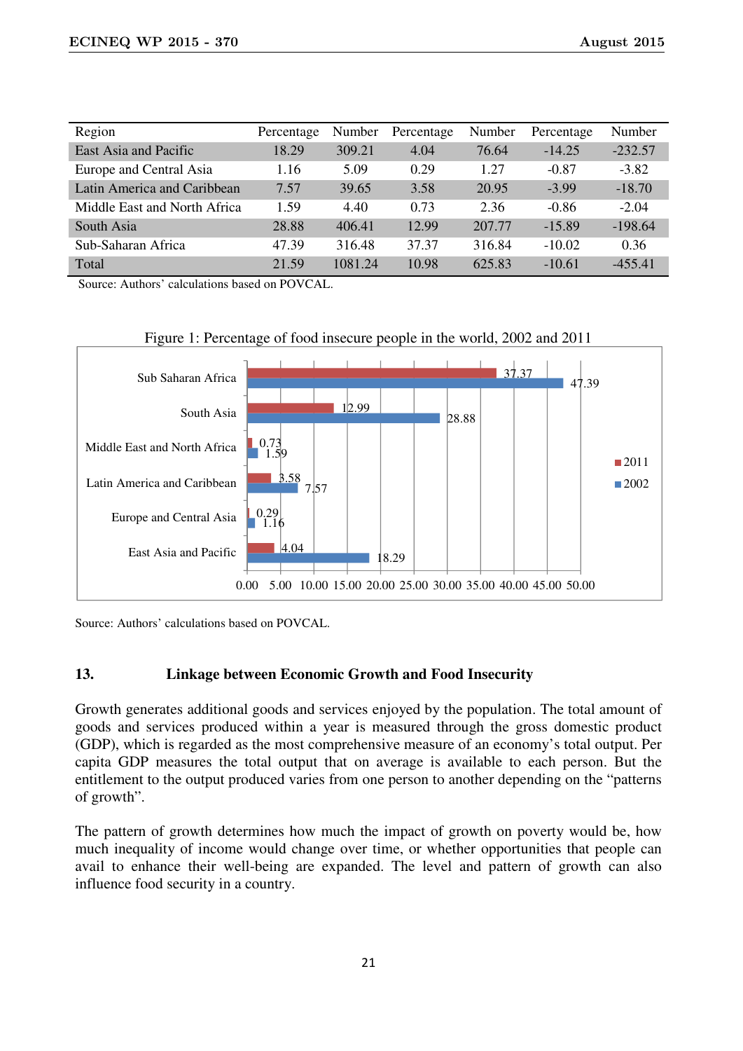| Region | Percentage | Number | Percentage | Number | Percentage | Number |
|---|---|---|---|---|---|---|
| East Asia and Pacific | 18.29 | 309.21 | 4.04 | 76.64 | -14.25 | -232.57 |
| Europe and Central Asia | 1.16 | 5.09 | 0.29 | 1.27 | -0.87 | -3.82 |
| Latin America and Caribbean | 7.57 | 39.65 | 3.58 | 20.95 | -3.99 | -18.70 |
| Middle East and North Africa | 1.59 | 4.40 | 0.73 | 2.36 | -0.86 | -2.04 |
| South Asia | 28.88 | 406.41 | 12.99 | 207.77 | -15.89 | -198.64 |
| Sub-Saharan Africa | 47.39 | 316.48 | 37.37 | 316.84 | -10.02 | 0.36 |
| Total | 21.59 | 1081.24 | 10.98 | 625.83 | -10.61 | -455.41 |

Source: Authors' calculations based on POVCAL.

Figure 1: Percentage of food insecure people in the world, 2002 and 2011

| Region | 2011 | 2002 |
|---|---|---|
| Sub Saharan Africa | 37.37 | 47.39 |
| South Asia | 12.99 | 28.88 |
| Middle East and North Africa | 0.73 | 1.59 |
| Latin America and Caribbean | 3.58 | 7.57 |
| Europe and Central Asia | 0.29 | 1.16 |
| East Asia and Pacific | 4.04 | 18.29 |

Source: Authors' calculations based on POVCAL.

## 13. Linkage between Economic Growth and Food Insecurity

Growth generates additional goods and services enjoyed by the population. The total amount of goods and services produced within a year is measured through the gross domestic product (GDP), which is regarded as the most comprehensive measure of an economy's total output. Per capita GDP measures the total output that on average is available to each person. But the entitlement to the output produced varies from one person to another depending on the "patterns of growth".

The pattern of growth determines how much the impact of growth on poverty would be, how much inequality of income would change over time, or whether opportunities that people can avail to enhance their well-being are expanded. The level and pattern of growth can also influence food security in a country.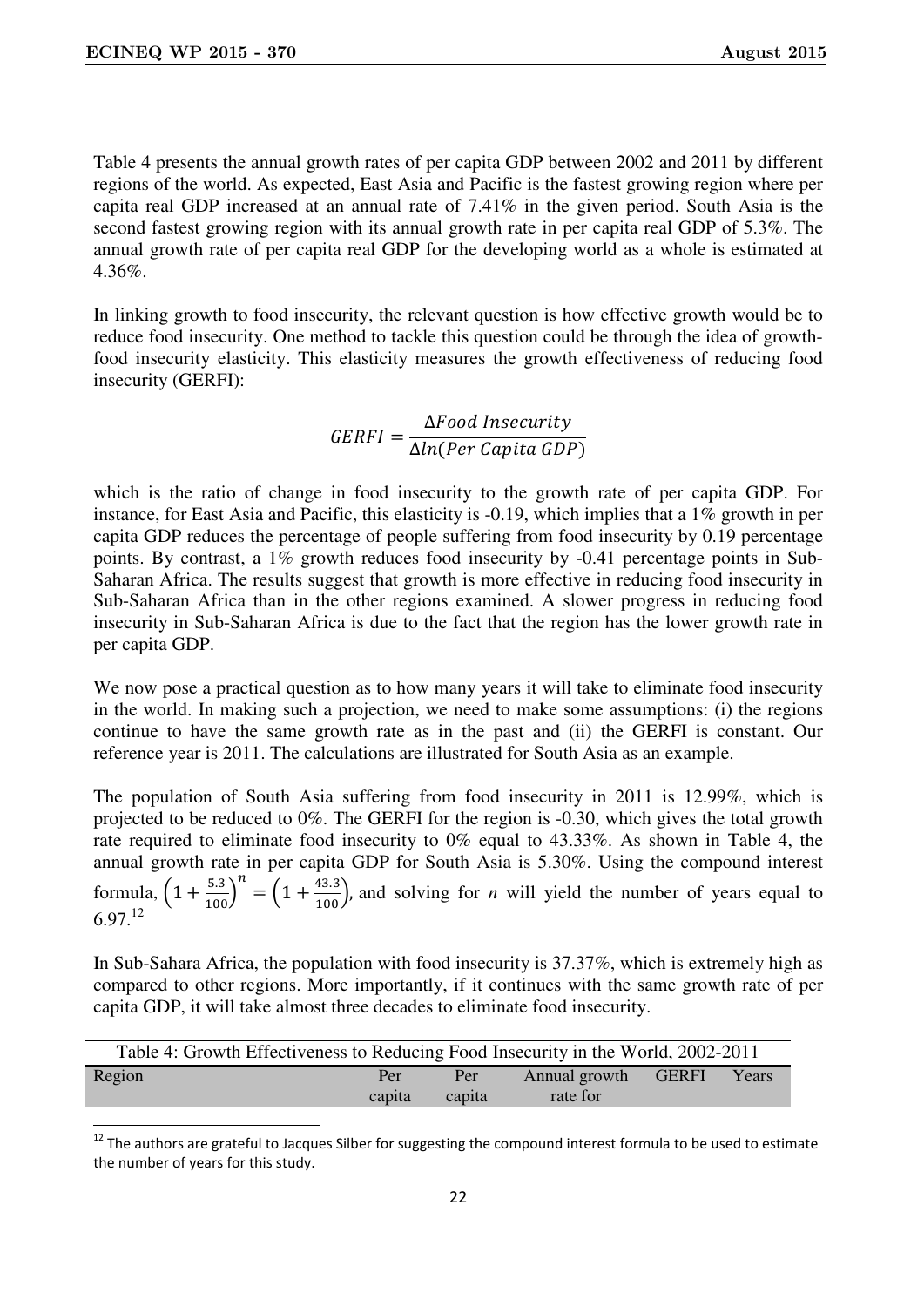Table 4 presents the annual growth rates of per capita GDP between 2002 and 2011 by different regions of the world. As expected, East Asia and Pacific is the fastest growing region where per capita real GDP increased at an annual rate of 7.41% in the given period. South Asia is the second fastest growing region with its annual growth rate in per capita real GDP of 5.3%. The annual growth rate of per capita real GDP for the developing world as a whole is estimated at 4.36%.

In linking growth to food insecurity, the relevant question is how effective growth would be to reduce food insecurity. One method to tackle this question could be through the idea of growth-food insecurity elasticity. This elasticity measures the growth effectiveness of reducing food insecurity (GERFI):

$$GERFI = \frac{\Delta Food\ Insecurity}{\Delta ln(Per\ Capita\ GDP)}$$

which is the ratio of change in food insecurity to the growth rate of per capita GDP. For instance, for East Asia and Pacific, this elasticity is -0.19, which implies that a 1% growth in per capita GDP reduces the percentage of people suffering from food insecurity by 0.19 percentage points. By contrast, a 1% growth reduces food insecurity by -0.41 percentage points in Sub-Saharan Africa. The results suggest that growth is more effective in reducing food insecurity in Sub-Saharan Africa than in the other regions examined. A slower progress in reducing food insecurity in Sub-Saharan Africa is due to the fact that the region has the lower growth rate in per capita GDP.

We now pose a practical question as to how many years it will take to eliminate food insecurity in the world. In making such a projection, we need to make some assumptions: (i) the regions continue to have the same growth rate as in the past and (ii) the GERFI is constant. Our reference year is 2011. The calculations are illustrated for South Asia as an example.

The population of South Asia suffering from food insecurity in 2011 is 12.99%, which is projected to be reduced to 0%. The GERFI for the region is -0.30, which gives the total growth rate required to eliminate food insecurity to 0% equal to 43.33%. As shown in Table 4, the annual growth rate in per capita GDP for South Asia is 5.30%. Using the compound interest formula, $\left(1+\frac{5.3}{100}\right)^n = \left(1+\frac{43.3}{100}\right)$, and solving for *n* will yield the number of years equal to 6.97.[12]

In Sub-Sahara Africa, the population with food insecurity is 37.37%, which is extremely high as compared to other regions. More importantly, if it continues with the same growth rate of per capita GDP, it will take almost three decades to eliminate food insecurity.

Table 4: Growth Effectiveness to Reducing Food Insecurity in the World, 2002-2011

| Region | Per capita | Per capita | Annual growth rate for | GERFI | Years |
|---|---|---|---|---|---|

[12] The authors are grateful to Jacques Silber for suggesting the compound interest formula to be used to estimate the number of years for this study.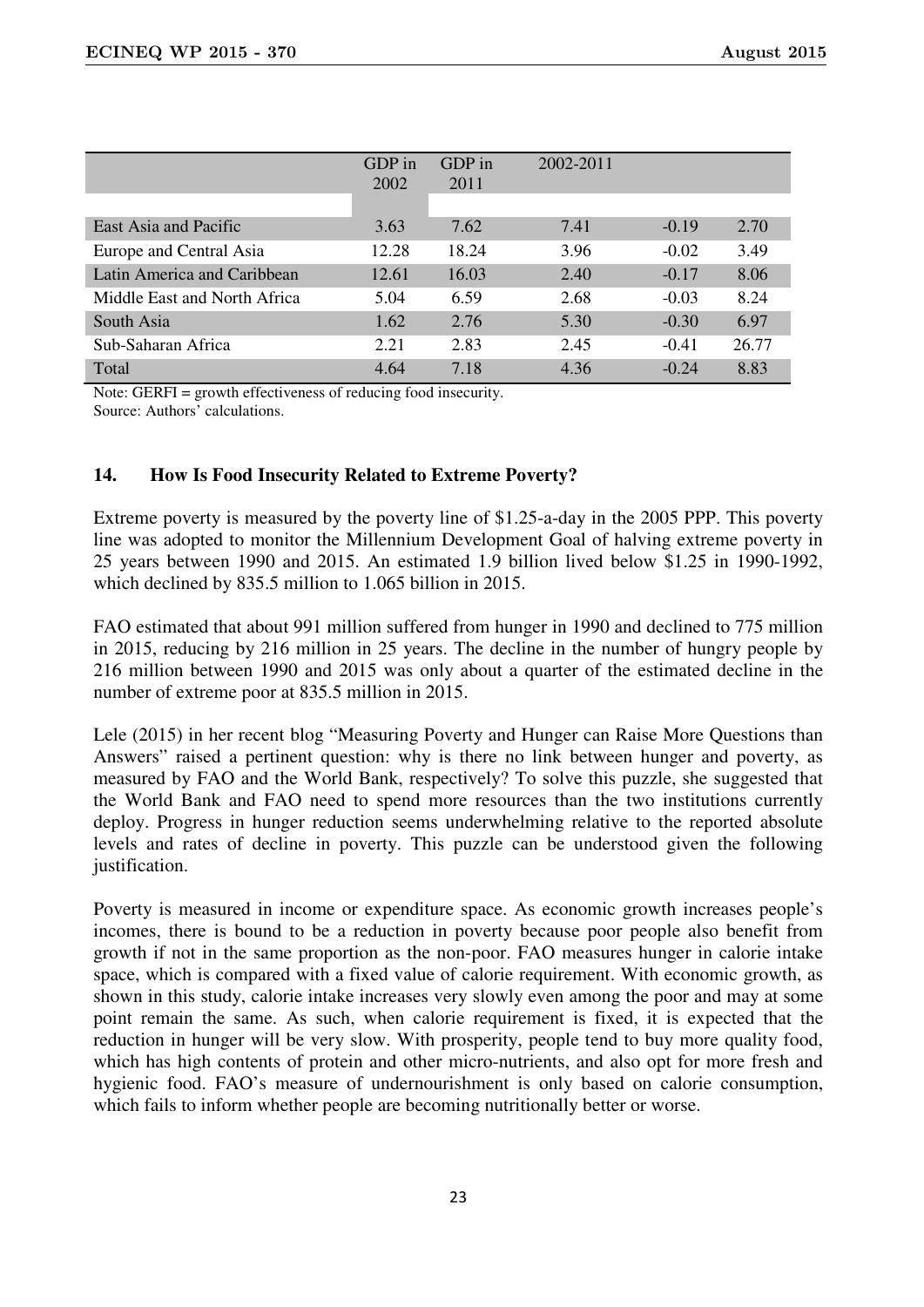| | GDP in 2002 | GDP in 2011 | 2002-2011 | | |
|---|---|---|---|---|---|
| | | | | | |
| East Asia and Pacific | 3.63 | 7.62 | 7.41 | -0.19 | 2.70 |
| Europe and Central Asia | 12.28 | 18.24 | 3.96 | -0.02 | 3.49 |
| Latin America and Caribbean | 12.61 | 16.03 | 2.40 | -0.17 | 8.06 |
| Middle East and North Africa | 5.04 | 6.59 | 2.68 | -0.03 | 8.24 |
| South Asia | 1.62 | 2.76 | 5.30 | -0.30 | 6.97 |
| Sub-Saharan Africa | 2.21 | 2.83 | 2.45 | -0.41 | 26.77 |
| Total | 4.64 | 7.18 | 4.36 | -0.24 | 8.83 |

Note: GERFI = growth effectiveness of reducing food insecurity.
Source: Authors' calculations.

## 14. How Is Food Insecurity Related to Extreme Poverty?

Extreme poverty is measured by the poverty line of $1.25-a-day in the 2005 PPP. This poverty line was adopted to monitor the Millennium Development Goal of halving extreme poverty in 25 years between 1990 and 2015. An estimated 1.9 billion lived below $1.25 in 1990-1992, which declined by 835.5 million to 1.065 billion in 2015.

FAO estimated that about 991 million suffered from hunger in 1990 and declined to 775 million in 2015, reducing by 216 million in 25 years. The decline in the number of hungry people by 216 million between 1990 and 2015 was only about a quarter of the estimated decline in the number of extreme poor at 835.5 million in 2015.

Lele (2015) in her recent blog "Measuring Poverty and Hunger can Raise More Questions than Answers" raised a pertinent question: why is there no link between hunger and poverty, as measured by FAO and the World Bank, respectively? To solve this puzzle, she suggested that the World Bank and FAO need to spend more resources than the two institutions currently deploy. Progress in hunger reduction seems underwhelming relative to the reported absolute levels and rates of decline in poverty. This puzzle can be understood given the following justification.

Poverty is measured in income or expenditure space. As economic growth increases people's incomes, there is bound to be a reduction in poverty because poor people also benefit from growth if not in the same proportion as the non-poor. FAO measures hunger in calorie intake space, which is compared with a fixed value of calorie requirement. With economic growth, as shown in this study, calorie intake increases very slowly even among the poor and may at some point remain the same. As such, when calorie requirement is fixed, it is expected that the reduction in hunger will be very slow. With prosperity, people tend to buy more quality food, which has high contents of protein and other micro-nutrients, and also opt for more fresh and hygienic food. FAO's measure of undernourishment is only based on calorie consumption, which fails to inform whether people are becoming nutritionally better or worse.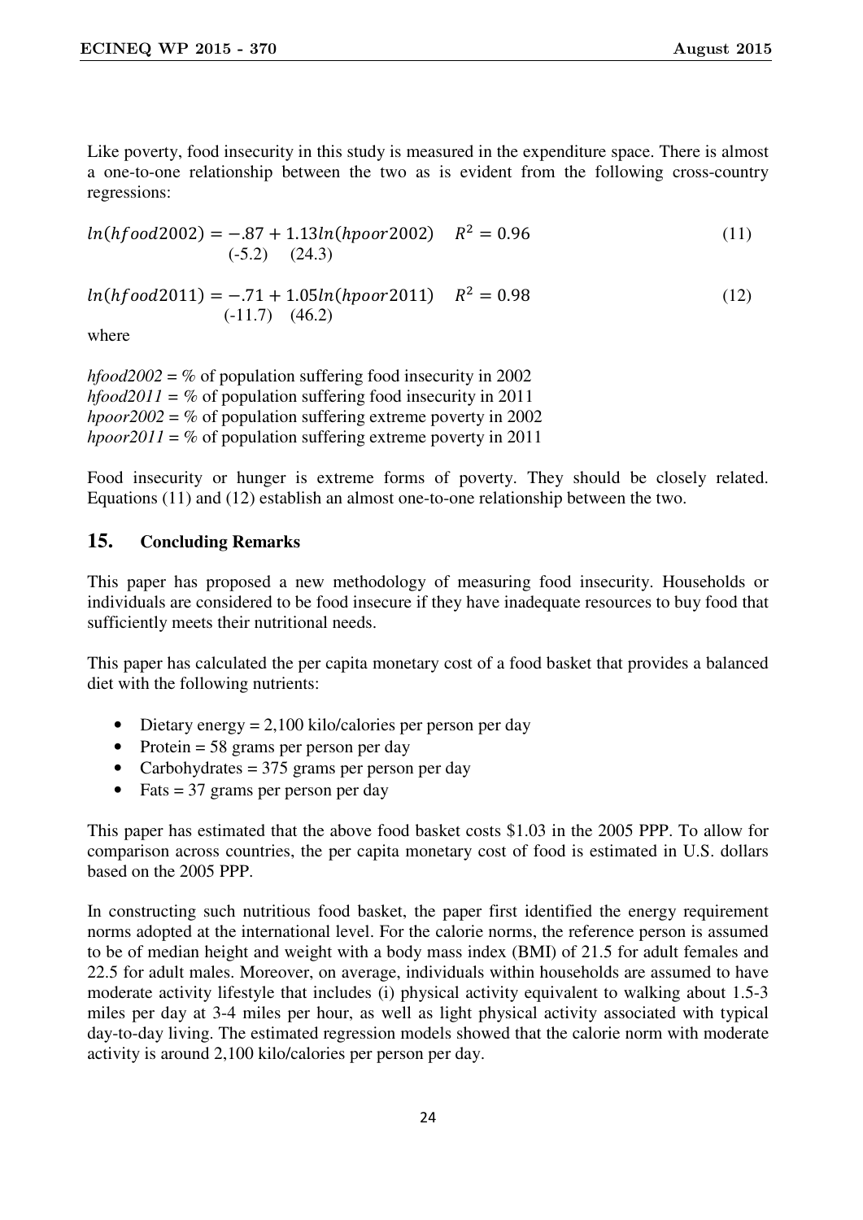Like poverty, food insecurity in this study is measured in the expenditure space. There is almost a one-to-one relationship between the two as is evident from the following cross-country regressions:

$$ln(hfood2002) = -.87 + 1.13 ln(hpoor2002) \quad R^2 = 0.96 \tag{11}$$
$$\quad\quad (-5.2) \quad (24.3)$$

$$ln(hfood2011) = -.71 + 1.05 ln(hpoor2011) \quad R^2 = 0.98 \tag{12}$$
$$\quad\quad (-11.7) \quad (46.2)$$

where

*hfood2002* = % of population suffering food insecurity in 2002
*hfood2011* = % of population suffering food insecurity in 2011
*hpoor2002* = % of population suffering extreme poverty in 2002
*hpoor2011* = % of population suffering extreme poverty in 2011

Food insecurity or hunger is extreme forms of poverty. They should be closely related. Equations (11) and (12) establish an almost one-to-one relationship between the two.

## 15. Concluding Remarks

This paper has proposed a new methodology of measuring food insecurity. Households or individuals are considered to be food insecure if they have inadequate resources to buy food that sufficiently meets their nutritional needs.

This paper has calculated the per capita monetary cost of a food basket that provides a balanced diet with the following nutrients:

- Dietary energy = 2,100 kilo/calories per person per day
- Protein = 58 grams per person per day
- Carbohydrates = 375 grams per person per day
- Fats = 37 grams per person per day

This paper has estimated that the above food basket costs $1.03 in the 2005 PPP. To allow for comparison across countries, the per capita monetary cost of food is estimated in U.S. dollars based on the 2005 PPP.

In constructing such nutritious food basket, the paper first identified the energy requirement norms adopted at the international level. For the calorie norms, the reference person is assumed to be of median height and weight with a body mass index (BMI) of 21.5 for adult females and 22.5 for adult males. Moreover, on average, individuals within households are assumed to have moderate activity lifestyle that includes (i) physical activity equivalent to walking about 1.5-3 miles per day at 3-4 miles per hour, as well as light physical activity associated with typical day-to-day living. The estimated regression models showed that the calorie norm with moderate activity is around 2,100 kilo/calories per person per day.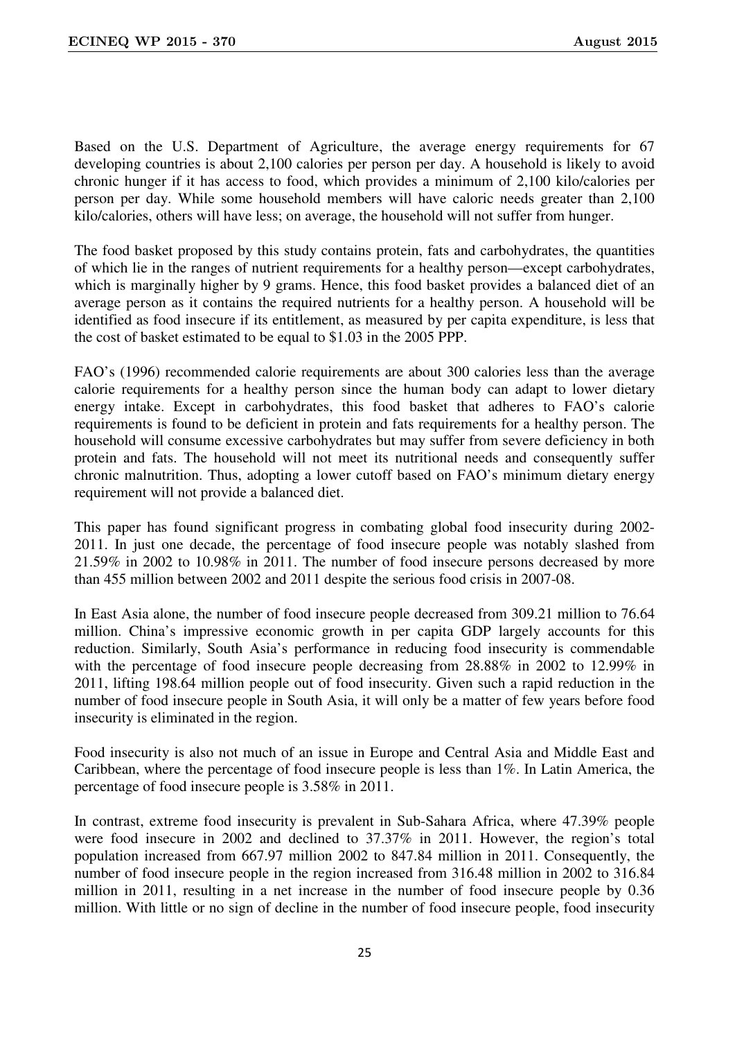Based on the U.S. Department of Agriculture, the average energy requirements for 67 developing countries is about 2,100 calories per person per day. A household is likely to avoid chronic hunger if it has access to food, which provides a minimum of 2,100 kilo/calories per person per day. While some household members will have caloric needs greater than 2,100 kilo/calories, others will have less; on average, the household will not suffer from hunger.

The food basket proposed by this study contains protein, fats and carbohydrates, the quantities of which lie in the ranges of nutrient requirements for a healthy person—except carbohydrates, which is marginally higher by 9 grams. Hence, this food basket provides a balanced diet of an average person as it contains the required nutrients for a healthy person. A household will be identified as food insecure if its entitlement, as measured by per capita expenditure, is less that the cost of basket estimated to be equal to $1.03 in the 2005 PPP.

FAO's (1996) recommended calorie requirements are about 300 calories less than the average calorie requirements for a healthy person since the human body can adapt to lower dietary energy intake. Except in carbohydrates, this food basket that adheres to FAO's calorie requirements is found to be deficient in protein and fats requirements for a healthy person. The household will consume excessive carbohydrates but may suffer from severe deficiency in both protein and fats. The household will not meet its nutritional needs and consequently suffer chronic malnutrition. Thus, adopting a lower cutoff based on FAO's minimum dietary energy requirement will not provide a balanced diet.

This paper has found significant progress in combating global food insecurity during 2002-2011. In just one decade, the percentage of food insecure people was notably slashed from 21.59% in 2002 to 10.98% in 2011. The number of food insecure persons decreased by more than 455 million between 2002 and 2011 despite the serious food crisis in 2007-08.

In East Asia alone, the number of food insecure people decreased from 309.21 million to 76.64 million. China's impressive economic growth in per capita GDP largely accounts for this reduction. Similarly, South Asia's performance in reducing food insecurity is commendable with the percentage of food insecure people decreasing from 28.88% in 2002 to 12.99% in 2011, lifting 198.64 million people out of food insecurity. Given such a rapid reduction in the number of food insecure people in South Asia, it will only be a matter of few years before food insecurity is eliminated in the region.

Food insecurity is also not much of an issue in Europe and Central Asia and Middle East and Caribbean, where the percentage of food insecure people is less than 1%. In Latin America, the percentage of food insecure people is 3.58% in 2011.

In contrast, extreme food insecurity is prevalent in Sub-Sahara Africa, where 47.39% people were food insecure in 2002 and declined to 37.37% in 2011. However, the region's total population increased from 667.97 million 2002 to 847.84 million in 2011. Consequently, the number of food insecure people in the region increased from 316.48 million in 2002 to 316.84 million in 2011, resulting in a net increase in the number of food insecure people by 0.36 million. With little or no sign of decline in the number of food insecure people, food insecurity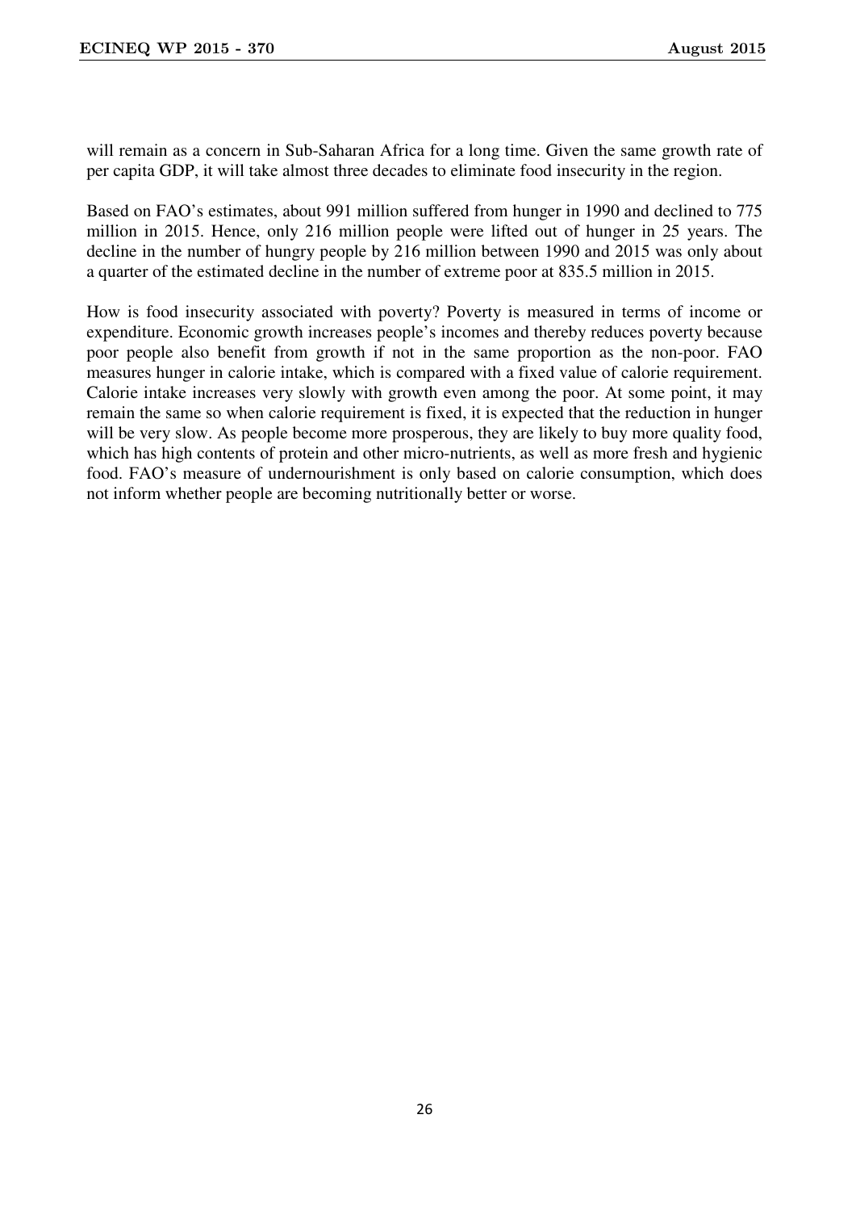will remain as a concern in Sub-Saharan Africa for a long time. Given the same growth rate of per capita GDP, it will take almost three decades to eliminate food insecurity in the region.

Based on FAO's estimates, about 991 million suffered from hunger in 1990 and declined to 775 million in 2015. Hence, only 216 million people were lifted out of hunger in 25 years. The decline in the number of hungry people by 216 million between 1990 and 2015 was only about a quarter of the estimated decline in the number of extreme poor at 835.5 million in 2015.

How is food insecurity associated with poverty? Poverty is measured in terms of income or expenditure. Economic growth increases people's incomes and thereby reduces poverty because poor people also benefit from growth if not in the same proportion as the non-poor. FAO measures hunger in calorie intake, which is compared with a fixed value of calorie requirement. Calorie intake increases very slowly with growth even among the poor. At some point, it may remain the same so when calorie requirement is fixed, it is expected that the reduction in hunger will be very slow. As people become more prosperous, they are likely to buy more quality food, which has high contents of protein and other micro-nutrients, as well as more fresh and hygienic food. FAO's measure of undernourishment is only based on calorie consumption, which does not inform whether people are becoming nutritionally better or worse.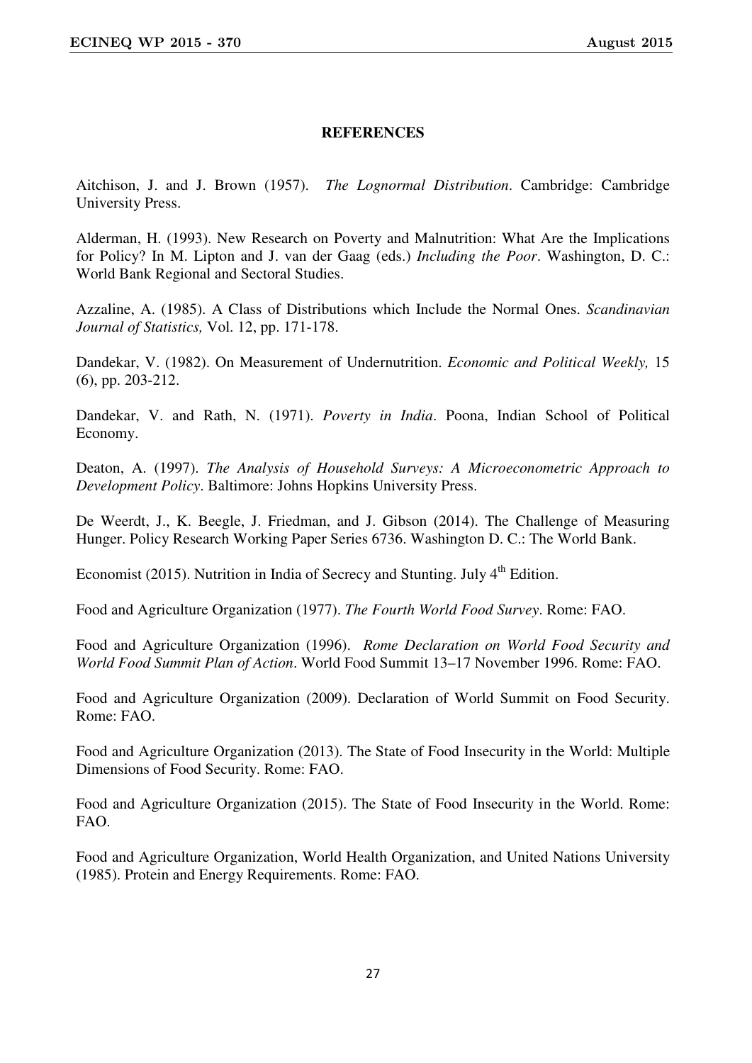**REFERENCES**

Aitchison, J. and J. Brown (1957). *The Lognormal Distribution*. Cambridge: Cambridge University Press.

Alderman, H. (1993). New Research on Poverty and Malnutrition: What Are the Implications for Policy? In M. Lipton and J. van der Gaag (eds.) *Including the Poor*. Washington, D. C.: World Bank Regional and Sectoral Studies.

Azzaline, A. (1985). A Class of Distributions which Include the Normal Ones. *Scandinavian Journal of Statistics,* Vol. 12, pp. 171-178.

Dandekar, V. (1982). On Measurement of Undernutrition. *Economic and Political Weekly,* 15 (6), pp. 203-212.

Dandekar, V. and Rath, N. (1971). *Poverty in India*. Poona, Indian School of Political Economy.

Deaton, A. (1997). *The Analysis of Household Surveys: A Microeconometric Approach to Development Policy*. Baltimore: Johns Hopkins University Press.

De Weerdt, J., K. Beegle, J. Friedman, and J. Gibson (2014). The Challenge of Measuring Hunger. Policy Research Working Paper Series 6736. Washington D. C.: The World Bank.

Economist (2015). Nutrition in India of Secrecy and Stunting. July 4th Edition.

Food and Agriculture Organization (1977). *The Fourth World Food Survey*. Rome: FAO.

Food and Agriculture Organization (1996). *Rome Declaration on World Food Security and World Food Summit Plan of Action*. World Food Summit 13–17 November 1996. Rome: FAO.

Food and Agriculture Organization (2009). Declaration of World Summit on Food Security. Rome: FAO.

Food and Agriculture Organization (2013). The State of Food Insecurity in the World: Multiple Dimensions of Food Security. Rome: FAO.

Food and Agriculture Organization (2015). The State of Food Insecurity in the World. Rome: FAO.

Food and Agriculture Organization, World Health Organization, and United Nations University (1985). Protein and Energy Requirements. Rome: FAO.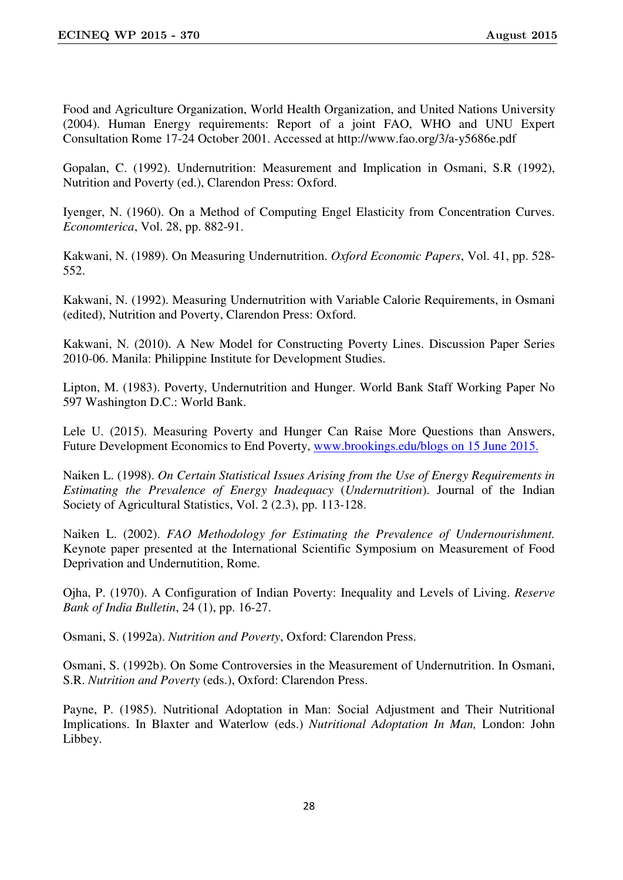Food and Agriculture Organization, World Health Organization, and United Nations University (2004). Human Energy requirements: Report of a joint FAO, WHO and UNU Expert Consultation Rome 17-24 October 2001. Accessed at http://www.fao.org/3/a-y5686e.pdf

Gopalan, C. (1992). Undernutrition: Measurement and Implication in Osmani, S.R (1992), Nutrition and Poverty (ed.), Clarendon Press: Oxford.

Iyenger, N. (1960). On a Method of Computing Engel Elasticity from Concentration Curves. *Economterica*, Vol. 28, pp. 882-91.

Kakwani, N. (1989). On Measuring Undernutrition. *Oxford Economic Papers*, Vol. 41, pp. 528-552.

Kakwani, N. (1992). Measuring Undernutrition with Variable Calorie Requirements, in Osmani (edited), Nutrition and Poverty, Clarendon Press: Oxford.

Kakwani, N. (2010). A New Model for Constructing Poverty Lines. Discussion Paper Series 2010-06. Manila: Philippine Institute for Development Studies.

Lipton, M. (1983). Poverty, Undernutrition and Hunger. World Bank Staff Working Paper No 597 Washington D.C.: World Bank.

Lele U. (2015). Measuring Poverty and Hunger Can Raise More Questions than Answers, Future Development Economics to End Poverty, www.brookings.edu/blogs on 15 June 2015.

Naiken L. (1998). *On Certain Statistical Issues Arising from the Use of Energy Requirements in Estimating the Prevalence of Energy Inadequacy* (*Undernutrition*). Journal of the Indian Society of Agricultural Statistics, Vol. 2 (2.3), pp. 113-128.

Naiken L. (2002). *FAO Methodology for Estimating the Prevalence of Undernourishment.* Keynote paper presented at the International Scientific Symposium on Measurement of Food Deprivation and Undernutition, Rome.

Ojha, P. (1970). A Configuration of Indian Poverty: Inequality and Levels of Living. *Reserve Bank of India Bulletin*, 24 (1), pp. 16-27.

Osmani, S. (1992a). *Nutrition and Poverty*, Oxford: Clarendon Press.

Osmani, S. (1992b). On Some Controversies in the Measurement of Undernutrition. In Osmani, S.R. *Nutrition and Poverty* (eds.), Oxford: Clarendon Press.

Payne, P. (1985). Nutritional Adoptation in Man: Social Adjustment and Their Nutritional Implications. In Blaxter and Waterlow (eds.) *Nutritional Adoptation In Man,* London: John Libbey.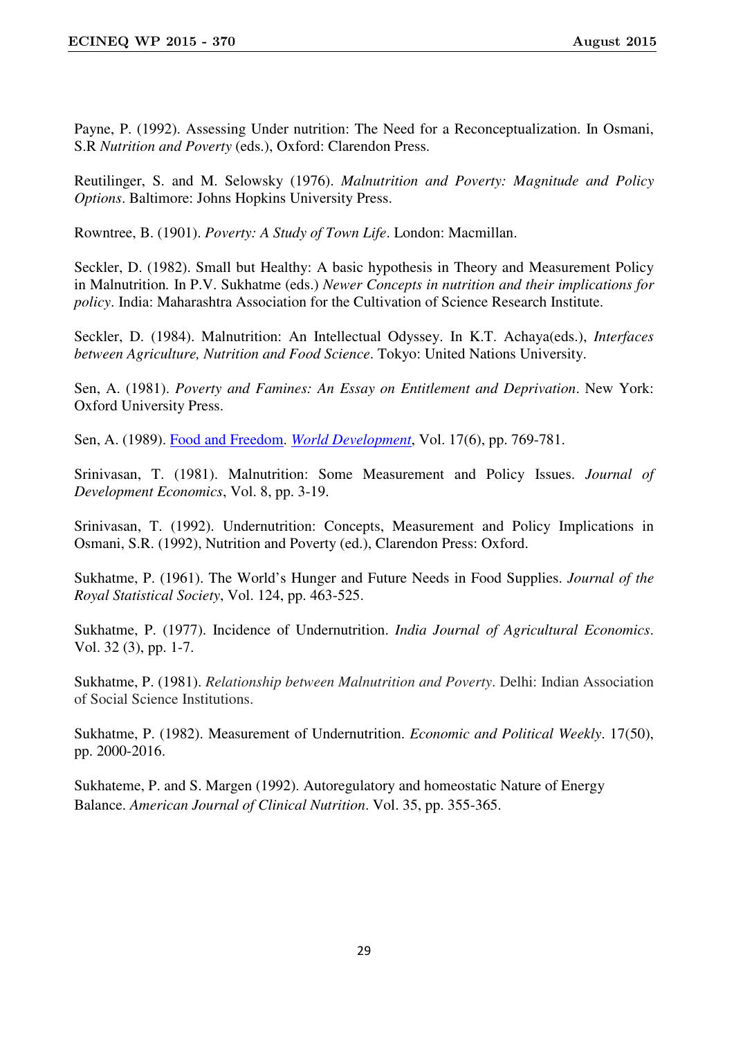Payne, P. (1992). Assessing Under nutrition: The Need for a Reconceptualization. In Osmani, S.R *Nutrition and Poverty* (eds.), Oxford: Clarendon Press.

Reutilinger, S. and M. Selowsky (1976). *Malnutrition and Poverty: Magnitude and Policy Options*. Baltimore: Johns Hopkins University Press.

Rowntree, B. (1901). *Poverty: A Study of Town Life*. London: Macmillan.

Seckler, D. (1982). Small but Healthy: A basic hypothesis in Theory and Measurement Policy in Malnutrition. In P.V. Sukhatme (eds.) *Newer Concepts in nutrition and their implications for policy*. India: Maharashtra Association for the Cultivation of Science Research Institute.

Seckler, D. (1984). Malnutrition: An Intellectual Odyssey. In K.T. Achaya(eds.), *Interfaces between Agriculture, Nutrition and Food Science*. Tokyo: United Nations University.

Sen, A. (1981). *Poverty and Famines: An Essay on Entitlement and Deprivation*. New York: Oxford University Press.

Sen, A. (1989). Food and Freedom. *World Development*, Vol. 17(6), pp. 769-781.

Srinivasan, T. (1981). Malnutrition: Some Measurement and Policy Issues. *Journal of Development Economics*, Vol. 8, pp. 3-19.

Srinivasan, T. (1992). Undernutrition: Concepts, Measurement and Policy Implications in Osmani, S.R. (1992), Nutrition and Poverty (ed.), Clarendon Press: Oxford.

Sukhatme, P. (1961). The World's Hunger and Future Needs in Food Supplies. *Journal of the Royal Statistical Society*, Vol. 124, pp. 463-525.

Sukhatme, P. (1977). Incidence of Undernutrition. *India Journal of Agricultural Economics*. Vol. 32 (3), pp. 1-7.

Sukhatme, P. (1981). *Relationship between Malnutrition and Poverty*. Delhi: Indian Association of Social Science Institutions.

Sukhatme, P. (1982). Measurement of Undernutrition. *Economic and Political Weekly*. 17(50), pp. 2000-2016.

Sukhateme, P. and S. Margen (1992). Autoregulatory and homeostatic Nature of Energy Balance. *American Journal of Clinical Nutrition*. Vol. 35, pp. 355-365.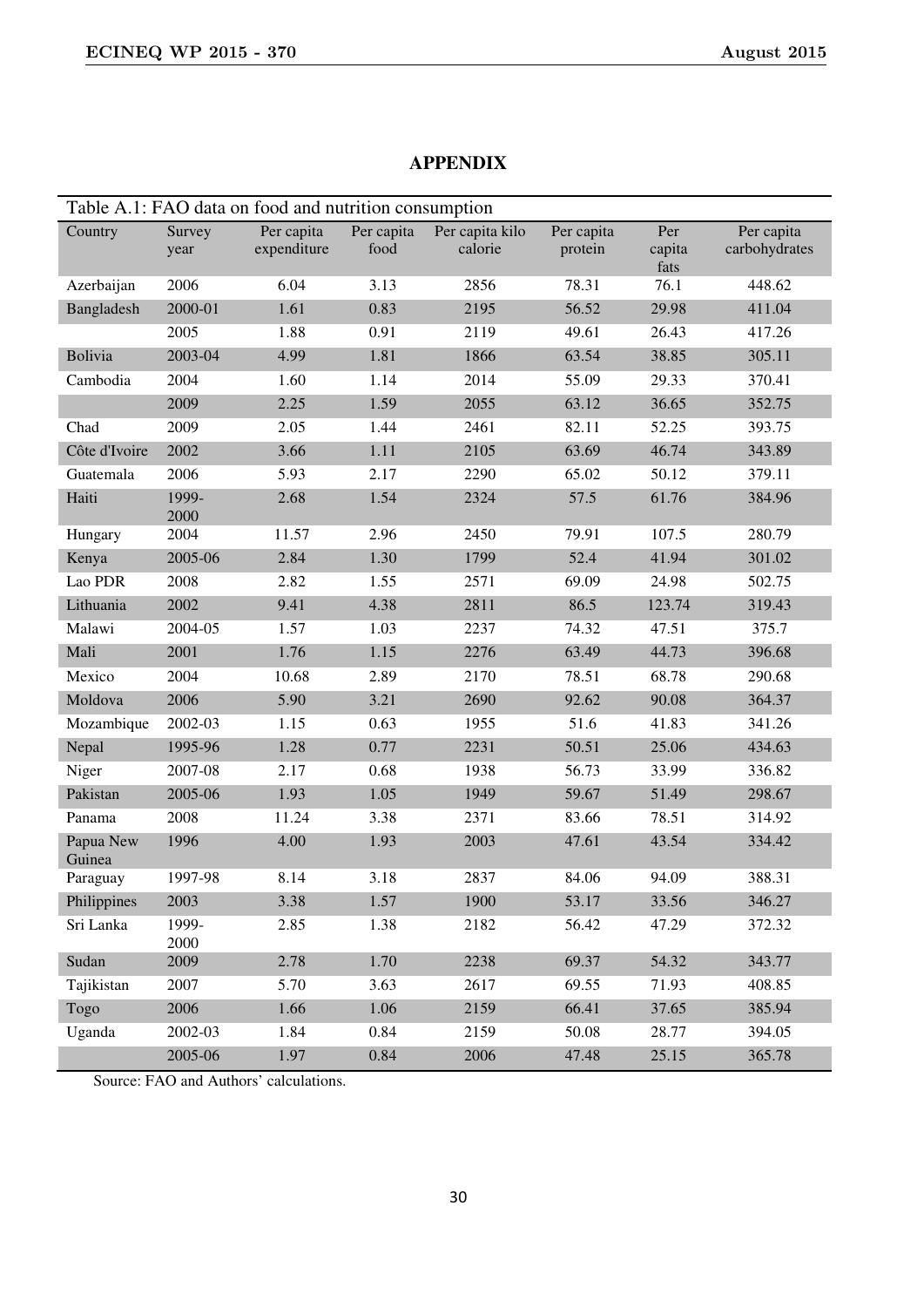## APPENDIX

Table A.1: FAO data on food and nutrition consumption

| Country | Survey year | Per capita expenditure | Per capita food | Per capita kilo calorie | Per capita protein | Per capita fats | Per capita carbohydrates |
|---|---|---|---|---|---|---|---|
| Azerbaijan | 2006 | 6.04 | 3.13 | 2856 | 78.31 | 76.1 | 448.62 |
| Bangladesh | 2000-01 | 1.61 | 0.83 | 2195 | 56.52 | 29.98 | 411.04 |
| | 2005 | 1.88 | 0.91 | 2119 | 49.61 | 26.43 | 417.26 |
| Bolivia | 2003-04 | 4.99 | 1.81 | 1866 | 63.54 | 38.85 | 305.11 |
| Cambodia | 2004 | 1.60 | 1.14 | 2014 | 55.09 | 29.33 | 370.41 |
| | 2009 | 2.25 | 1.59 | 2055 | 63.12 | 36.65 | 352.75 |
| Chad | 2009 | 2.05 | 1.44 | 2461 | 82.11 | 52.25 | 393.75 |
| Côte d'Ivoire | 2002 | 3.66 | 1.11 | 2105 | 63.69 | 46.74 | 343.89 |
| Guatemala | 2006 | 5.93 | 2.17 | 2290 | 65.02 | 50.12 | 379.11 |
| Haiti | 1999-2000 | 2.68 | 1.54 | 2324 | 57.5 | 61.76 | 384.96 |
| Hungary | 2004 | 11.57 | 2.96 | 2450 | 79.91 | 107.5 | 280.79 |
| Kenya | 2005-06 | 2.84 | 1.30 | 1799 | 52.4 | 41.94 | 301.02 |
| Lao PDR | 2008 | 2.82 | 1.55 | 2571 | 69.09 | 24.98 | 502.75 |
| Lithuania | 2002 | 9.41 | 4.38 | 2811 | 86.5 | 123.74 | 319.43 |
| Malawi | 2004-05 | 1.57 | 1.03 | 2237 | 74.32 | 47.51 | 375.7 |
| Mali | 2001 | 1.76 | 1.15 | 2276 | 63.49 | 44.73 | 396.68 |
| Mexico | 2004 | 10.68 | 2.89 | 2170 | 78.51 | 68.78 | 290.68 |
| Moldova | 2006 | 5.90 | 3.21 | 2690 | 92.62 | 90.08 | 364.37 |
| Mozambique | 2002-03 | 1.15 | 0.63 | 1955 | 51.6 | 41.83 | 341.26 |
| Nepal | 1995-96 | 1.28 | 0.77 | 2231 | 50.51 | 25.06 | 434.63 |
| Niger | 2007-08 | 2.17 | 0.68 | 1938 | 56.73 | 33.99 | 336.82 |
| Pakistan | 2005-06 | 1.93 | 1.05 | 1949 | 59.67 | 51.49 | 298.67 |
| Panama | 2008 | 11.24 | 3.38 | 2371 | 83.66 | 78.51 | 314.92 |
| Papua New Guinea | 1996 | 4.00 | 1.93 | 2003 | 47.61 | 43.54 | 334.42 |
| Paraguay | 1997-98 | 8.14 | 3.18 | 2837 | 84.06 | 94.09 | 388.31 |
| Philippines | 2003 | 3.38 | 1.57 | 1900 | 53.17 | 33.56 | 346.27 |
| Sri Lanka | 1999-2000 | 2.85 | 1.38 | 2182 | 56.42 | 47.29 | 372.32 |
| Sudan | 2009 | 2.78 | 1.70 | 2238 | 69.37 | 54.32 | 343.77 |
| Tajikistan | 2007 | 5.70 | 3.63 | 2617 | 69.55 | 71.93 | 408.85 |
| Togo | 2006 | 1.66 | 1.06 | 2159 | 66.41 | 37.65 | 385.94 |
| Uganda | 2002-03 | 1.84 | 0.84 | 2159 | 50.08 | 28.77 | 394.05 |
| | 2005-06 | 1.97 | 0.84 | 2006 | 47.48 | 25.15 | 365.78 |

Source: FAO and Authors' calculations.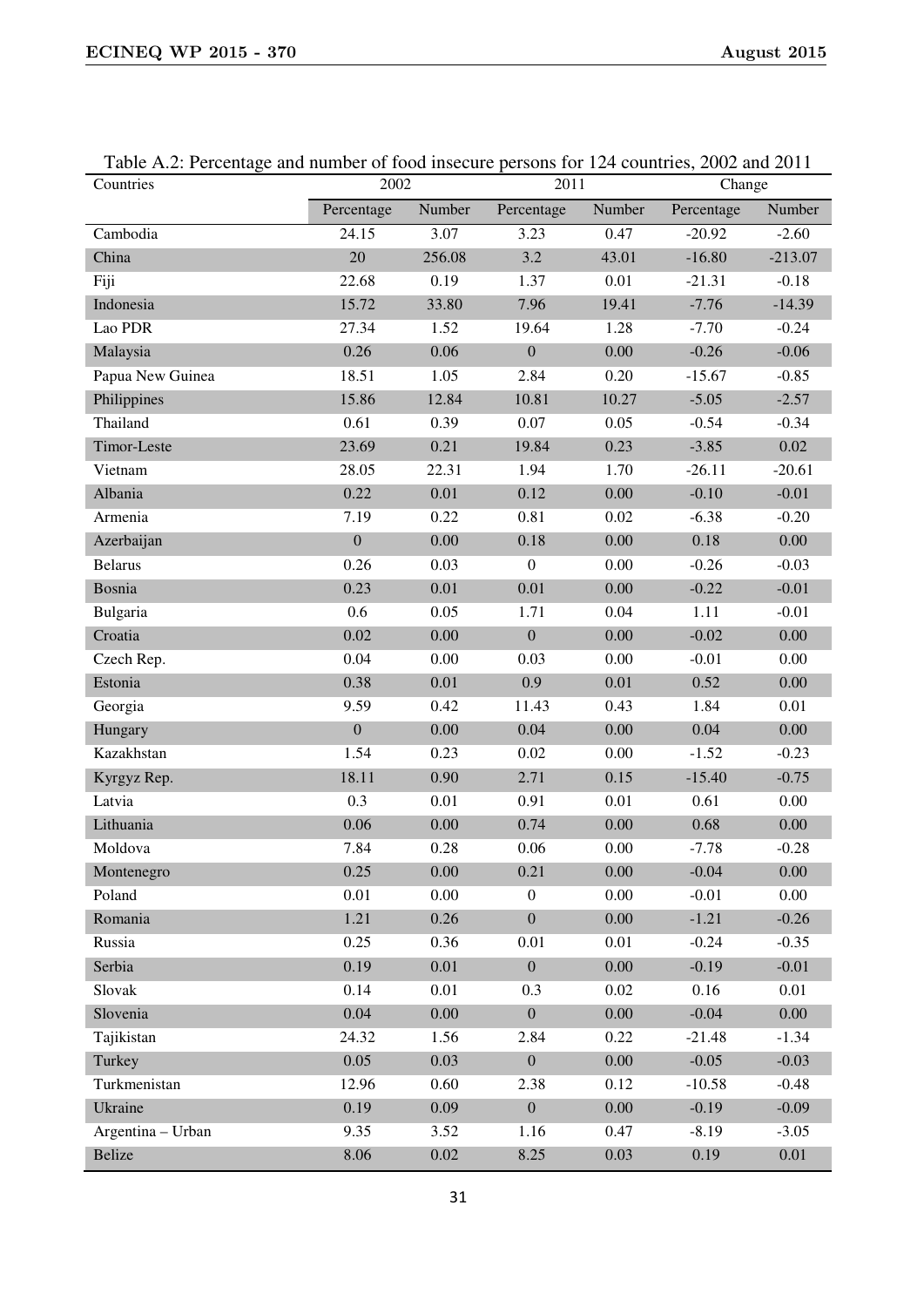Table A.2: Percentage and number of food insecure persons for 124 countries, 2002 and 2011

| Countries | 2002 | | 2011 | | Change | |
|---|---|---|---|---|---|---|
| | Percentage | Number | Percentage | Number | Percentage | Number |
| Cambodia | 24.15 | 3.07 | 3.23 | 0.47 | -20.92 | -2.60 |
| China | 20 | 256.08 | 3.2 | 43.01 | -16.80 | -213.07 |
| Fiji | 22.68 | 0.19 | 1.37 | 0.01 | -21.31 | -0.18 |
| Indonesia | 15.72 | 33.80 | 7.96 | 19.41 | -7.76 | -14.39 |
| Lao PDR | 27.34 | 1.52 | 19.64 | 1.28 | -7.70 | -0.24 |
| Malaysia | 0.26 | 0.06 | 0 | 0.00 | -0.26 | -0.06 |
| Papua New Guinea | 18.51 | 1.05 | 2.84 | 0.20 | -15.67 | -0.85 |
| Philippines | 15.86 | 12.84 | 10.81 | 10.27 | -5.05 | -2.57 |
| Thailand | 0.61 | 0.39 | 0.07 | 0.05 | -0.54 | -0.34 |
| Timor-Leste | 23.69 | 0.21 | 19.84 | 0.23 | -3.85 | 0.02 |
| Vietnam | 28.05 | 22.31 | 1.94 | 1.70 | -26.11 | -20.61 |
| Albania | 0.22 | 0.01 | 0.12 | 0.00 | -0.10 | -0.01 |
| Armenia | 7.19 | 0.22 | 0.81 | 0.02 | -6.38 | -0.20 |
| Azerbaijan | 0 | 0.00 | 0.18 | 0.00 | 0.18 | 0.00 |
| Belarus | 0.26 | 0.03 | 0 | 0.00 | -0.26 | -0.03 |
| Bosnia | 0.23 | 0.01 | 0.01 | 0.00 | -0.22 | -0.01 |
| Bulgaria | 0.6 | 0.05 | 1.71 | 0.04 | 1.11 | -0.01 |
| Croatia | 0.02 | 0.00 | 0 | 0.00 | -0.02 | 0.00 |
| Czech Rep. | 0.04 | 0.00 | 0.03 | 0.00 | -0.01 | 0.00 |
| Estonia | 0.38 | 0.01 | 0.9 | 0.01 | 0.52 | 0.00 |
| Georgia | 9.59 | 0.42 | 11.43 | 0.43 | 1.84 | 0.01 |
| Hungary | 0 | 0.00 | 0.04 | 0.00 | 0.04 | 0.00 |
| Kazakhstan | 1.54 | 0.23 | 0.02 | 0.00 | -1.52 | -0.23 |
| Kyrgyz Rep. | 18.11 | 0.90 | 2.71 | 0.15 | -15.40 | -0.75 |
| Latvia | 0.3 | 0.01 | 0.91 | 0.01 | 0.61 | 0.00 |
| Lithuania | 0.06 | 0.00 | 0.74 | 0.00 | 0.68 | 0.00 |
| Moldova | 7.84 | 0.28 | 0.06 | 0.00 | -7.78 | -0.28 |
| Montenegro | 0.25 | 0.00 | 0.21 | 0.00 | -0.04 | 0.00 |
| Poland | 0.01 | 0.00 | 0 | 0.00 | -0.01 | 0.00 |
| Romania | 1.21 | 0.26 | 0 | 0.00 | -1.21 | -0.26 |
| Russia | 0.25 | 0.36 | 0.01 | 0.01 | -0.24 | -0.35 |
| Serbia | 0.19 | 0.01 | 0 | 0.00 | -0.19 | -0.01 |
| Slovak | 0.14 | 0.01 | 0.3 | 0.02 | 0.16 | 0.01 |
| Slovenia | 0.04 | 0.00 | 0 | 0.00 | -0.04 | 0.00 |
| Tajikistan | 24.32 | 1.56 | 2.84 | 0.22 | -21.48 | -1.34 |
| Turkey | 0.05 | 0.03 | 0 | 0.00 | -0.05 | -0.03 |
| Turkmenistan | 12.96 | 0.60 | 2.38 | 0.12 | -10.58 | -0.48 |
| Ukraine | 0.19 | 0.09 | 0 | 0.00 | -0.19 | -0.09 |
| Argentina – Urban | 9.35 | 3.52 | 1.16 | 0.47 | -8.19 | -3.05 |
| Belize | 8.06 | 0.02 | 8.25 | 0.03 | 0.19 | 0.01 |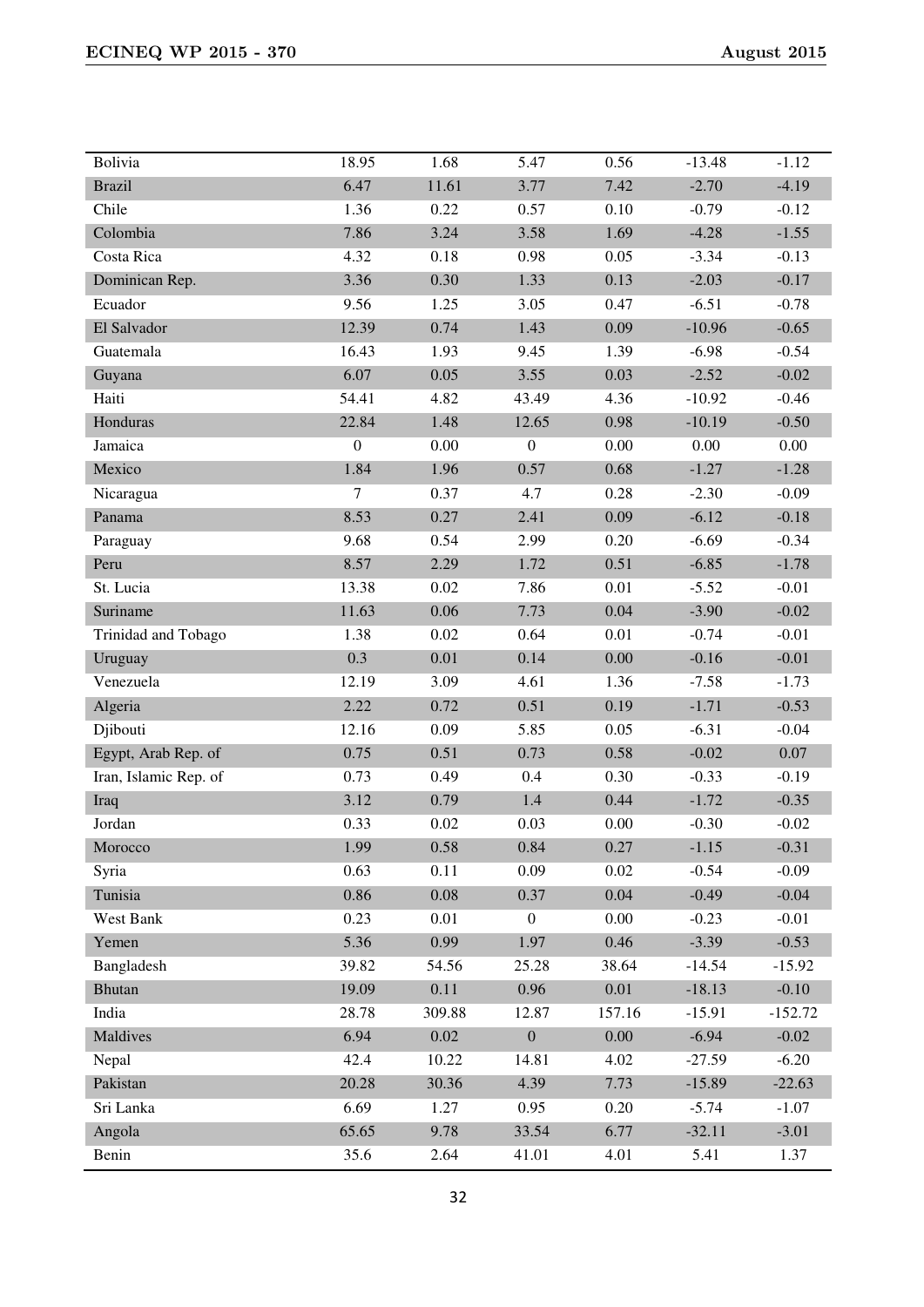| | | | | | | |
|---|---|---|---|---|---|---|
| Bolivia | 18.95 | 1.68 | 5.47 | 0.56 | -13.48 | -1.12 |
| Brazil | 6.47 | 11.61 | 3.77 | 7.42 | -2.70 | -4.19 |
| Chile | 1.36 | 0.22 | 0.57 | 0.10 | -0.79 | -0.12 |
| Colombia | 7.86 | 3.24 | 3.58 | 1.69 | -4.28 | -1.55 |
| Costa Rica | 4.32 | 0.18 | 0.98 | 0.05 | -3.34 | -0.13 |
| Dominican Rep. | 3.36 | 0.30 | 1.33 | 0.13 | -2.03 | -0.17 |
| Ecuador | 9.56 | 1.25 | 3.05 | 0.47 | -6.51 | -0.78 |
| El Salvador | 12.39 | 0.74 | 1.43 | 0.09 | -10.96 | -0.65 |
| Guatemala | 16.43 | 1.93 | 9.45 | 1.39 | -6.98 | -0.54 |
| Guyana | 6.07 | 0.05 | 3.55 | 0.03 | -2.52 | -0.02 |
| Haiti | 54.41 | 4.82 | 43.49 | 4.36 | -10.92 | -0.46 |
| Honduras | 22.84 | 1.48 | 12.65 | 0.98 | -10.19 | -0.50 |
| Jamaica | 0 | 0.00 | 0 | 0.00 | 0.00 | 0.00 |
| Mexico | 1.84 | 1.96 | 0.57 | 0.68 | -1.27 | -1.28 |
| Nicaragua | 7 | 0.37 | 4.7 | 0.28 | -2.30 | -0.09 |
| Panama | 8.53 | 0.27 | 2.41 | 0.09 | -6.12 | -0.18 |
| Paraguay | 9.68 | 0.54 | 2.99 | 0.20 | -6.69 | -0.34 |
| Peru | 8.57 | 2.29 | 1.72 | 0.51 | -6.85 | -1.78 |
| St. Lucia | 13.38 | 0.02 | 7.86 | 0.01 | -5.52 | -0.01 |
| Suriname | 11.63 | 0.06 | 7.73 | 0.04 | -3.90 | -0.02 |
| Trinidad and Tobago | 1.38 | 0.02 | 0.64 | 0.01 | -0.74 | -0.01 |
| Uruguay | 0.3 | 0.01 | 0.14 | 0.00 | -0.16 | -0.01 |
| Venezuela | 12.19 | 3.09 | 4.61 | 1.36 | -7.58 | -1.73 |
| Algeria | 2.22 | 0.72 | 0.51 | 0.19 | -1.71 | -0.53 |
| Djibouti | 12.16 | 0.09 | 5.85 | 0.05 | -6.31 | -0.04 |
| Egypt, Arab Rep. of | 0.75 | 0.51 | 0.73 | 0.58 | -0.02 | 0.07 |
| Iran, Islamic Rep. of | 0.73 | 0.49 | 0.4 | 0.30 | -0.33 | -0.19 |
| Iraq | 3.12 | 0.79 | 1.4 | 0.44 | -1.72 | -0.35 |
| Jordan | 0.33 | 0.02 | 0.03 | 0.00 | -0.30 | -0.02 |
| Morocco | 1.99 | 0.58 | 0.84 | 0.27 | -1.15 | -0.31 |
| Syria | 0.63 | 0.11 | 0.09 | 0.02 | -0.54 | -0.09 |
| Tunisia | 0.86 | 0.08 | 0.37 | 0.04 | -0.49 | -0.04 |
| West Bank | 0.23 | 0.01 | 0 | 0.00 | -0.23 | -0.01 |
| Yemen | 5.36 | 0.99 | 1.97 | 0.46 | -3.39 | -0.53 |
| Bangladesh | 39.82 | 54.56 | 25.28 | 38.64 | -14.54 | -15.92 |
| Bhutan | 19.09 | 0.11 | 0.96 | 0.01 | -18.13 | -0.10 |
| India | 28.78 | 309.88 | 12.87 | 157.16 | -15.91 | -152.72 |
| Maldives | 6.94 | 0.02 | 0 | 0.00 | -6.94 | -0.02 |
| Nepal | 42.4 | 10.22 | 14.81 | 4.02 | -27.59 | -6.20 |
| Pakistan | 20.28 | 30.36 | 4.39 | 7.73 | -15.89 | -22.63 |
| Sri Lanka | 6.69 | 1.27 | 0.95 | 0.20 | -5.74 | -1.07 |
| Angola | 65.65 | 9.78 | 33.54 | 6.77 | -32.11 | -3.01 |
| Benin | 35.6 | 2.64 | 41.01 | 4.01 | 5.41 | 1.37 |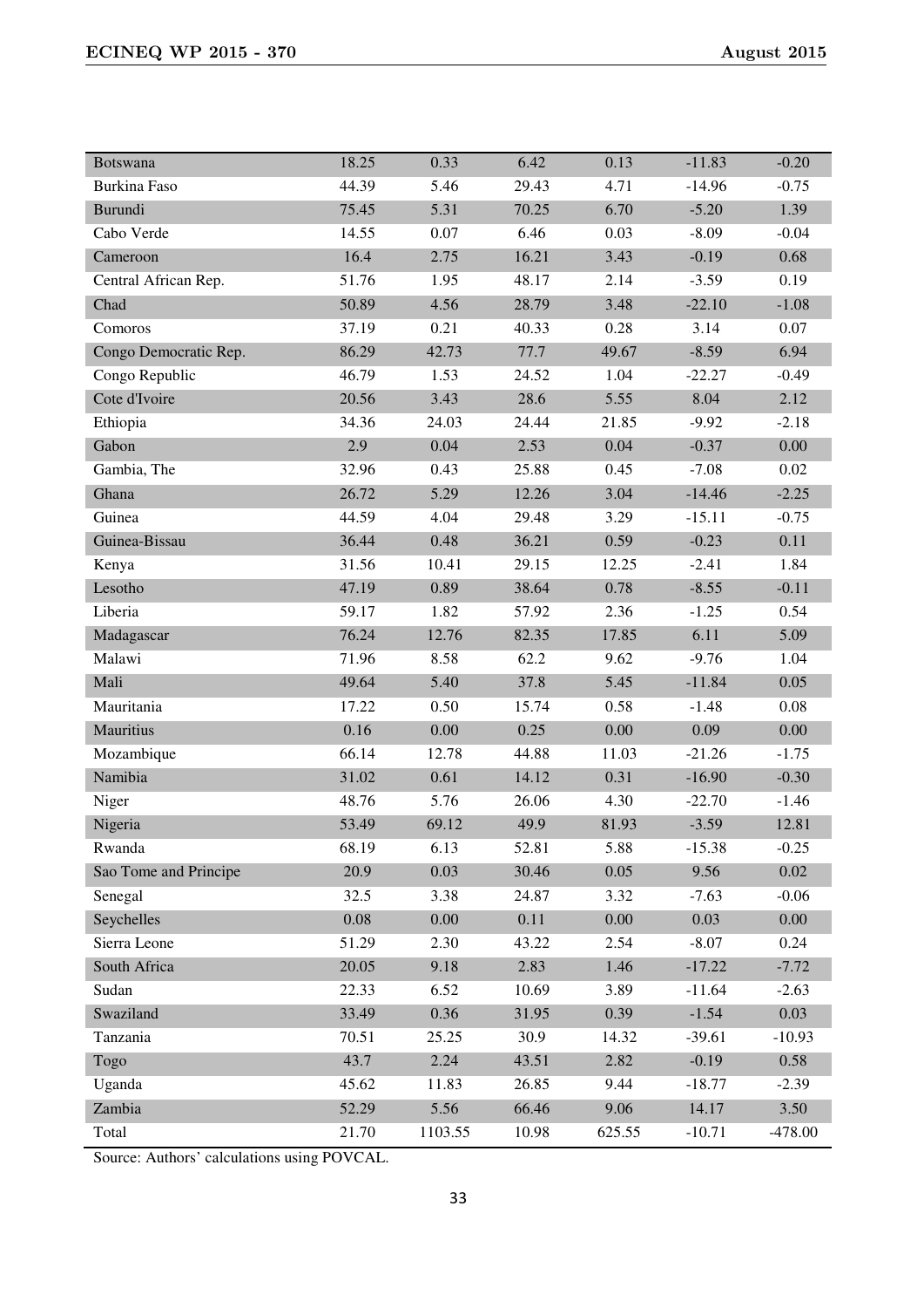| | | | | | | |
|---|---|---|---|---|---|---|
| Botswana | 18.25 | 0.33 | 6.42 | 0.13 | -11.83 | -0.20 |
| Burkina Faso | 44.39 | 5.46 | 29.43 | 4.71 | -14.96 | -0.75 |
| Burundi | 75.45 | 5.31 | 70.25 | 6.70 | -5.20 | 1.39 |
| Cabo Verde | 14.55 | 0.07 | 6.46 | 0.03 | -8.09 | -0.04 |
| Cameroon | 16.4 | 2.75 | 16.21 | 3.43 | -0.19 | 0.68 |
| Central African Rep. | 51.76 | 1.95 | 48.17 | 2.14 | -3.59 | 0.19 |
| Chad | 50.89 | 4.56 | 28.79 | 3.48 | -22.10 | -1.08 |
| Comoros | 37.19 | 0.21 | 40.33 | 0.28 | 3.14 | 0.07 |
| Congo Democratic Rep. | 86.29 | 42.73 | 77.7 | 49.67 | -8.59 | 6.94 |
| Congo Republic | 46.79 | 1.53 | 24.52 | 1.04 | -22.27 | -0.49 |
| Cote d'Ivoire | 20.56 | 3.43 | 28.6 | 5.55 | 8.04 | 2.12 |
| Ethiopia | 34.36 | 24.03 | 24.44 | 21.85 | -9.92 | -2.18 |
| Gabon | 2.9 | 0.04 | 2.53 | 0.04 | -0.37 | 0.00 |
| Gambia, The | 32.96 | 0.43 | 25.88 | 0.45 | -7.08 | 0.02 |
| Ghana | 26.72 | 5.29 | 12.26 | 3.04 | -14.46 | -2.25 |
| Guinea | 44.59 | 4.04 | 29.48 | 3.29 | -15.11 | -0.75 |
| Guinea-Bissau | 36.44 | 0.48 | 36.21 | 0.59 | -0.23 | 0.11 |
| Kenya | 31.56 | 10.41 | 29.15 | 12.25 | -2.41 | 1.84 |
| Lesotho | 47.19 | 0.89 | 38.64 | 0.78 | -8.55 | -0.11 |
| Liberia | 59.17 | 1.82 | 57.92 | 2.36 | -1.25 | 0.54 |
| Madagascar | 76.24 | 12.76 | 82.35 | 17.85 | 6.11 | 5.09 |
| Malawi | 71.96 | 8.58 | 62.2 | 9.62 | -9.76 | 1.04 |
| Mali | 49.64 | 5.40 | 37.8 | 5.45 | -11.84 | 0.05 |
| Mauritania | 17.22 | 0.50 | 15.74 | 0.58 | -1.48 | 0.08 |
| Mauritius | 0.16 | 0.00 | 0.25 | 0.00 | 0.09 | 0.00 |
| Mozambique | 66.14 | 12.78 | 44.88 | 11.03 | -21.26 | -1.75 |
| Namibia | 31.02 | 0.61 | 14.12 | 0.31 | -16.90 | -0.30 |
| Niger | 48.76 | 5.76 | 26.06 | 4.30 | -22.70 | -1.46 |
| Nigeria | 53.49 | 69.12 | 49.9 | 81.93 | -3.59 | 12.81 |
| Rwanda | 68.19 | 6.13 | 52.81 | 5.88 | -15.38 | -0.25 |
| Sao Tome and Principe | 20.9 | 0.03 | 30.46 | 0.05 | 9.56 | 0.02 |
| Senegal | 32.5 | 3.38 | 24.87 | 3.32 | -7.63 | -0.06 |
| Seychelles | 0.08 | 0.00 | 0.11 | 0.00 | 0.03 | 0.00 |
| Sierra Leone | 51.29 | 2.30 | 43.22 | 2.54 | -8.07 | 0.24 |
| South Africa | 20.05 | 9.18 | 2.83 | 1.46 | -17.22 | -7.72 |
| Sudan | 22.33 | 6.52 | 10.69 | 3.89 | -11.64 | -2.63 |
| Swaziland | 33.49 | 0.36 | 31.95 | 0.39 | -1.54 | 0.03 |
| Tanzania | 70.51 | 25.25 | 30.9 | 14.32 | -39.61 | -10.93 |
| Togo | 43.7 | 2.24 | 43.51 | 2.82 | -0.19 | 0.58 |
| Uganda | 45.62 | 11.83 | 26.85 | 9.44 | -18.77 | -2.39 |
| Zambia | 52.29 | 5.56 | 66.46 | 9.06 | 14.17 | 3.50 |
| Total | 21.70 | 1103.55 | 10.98 | 625.55 | -10.71 | -478.00 |

Source: Authors' calculations using POVCAL.